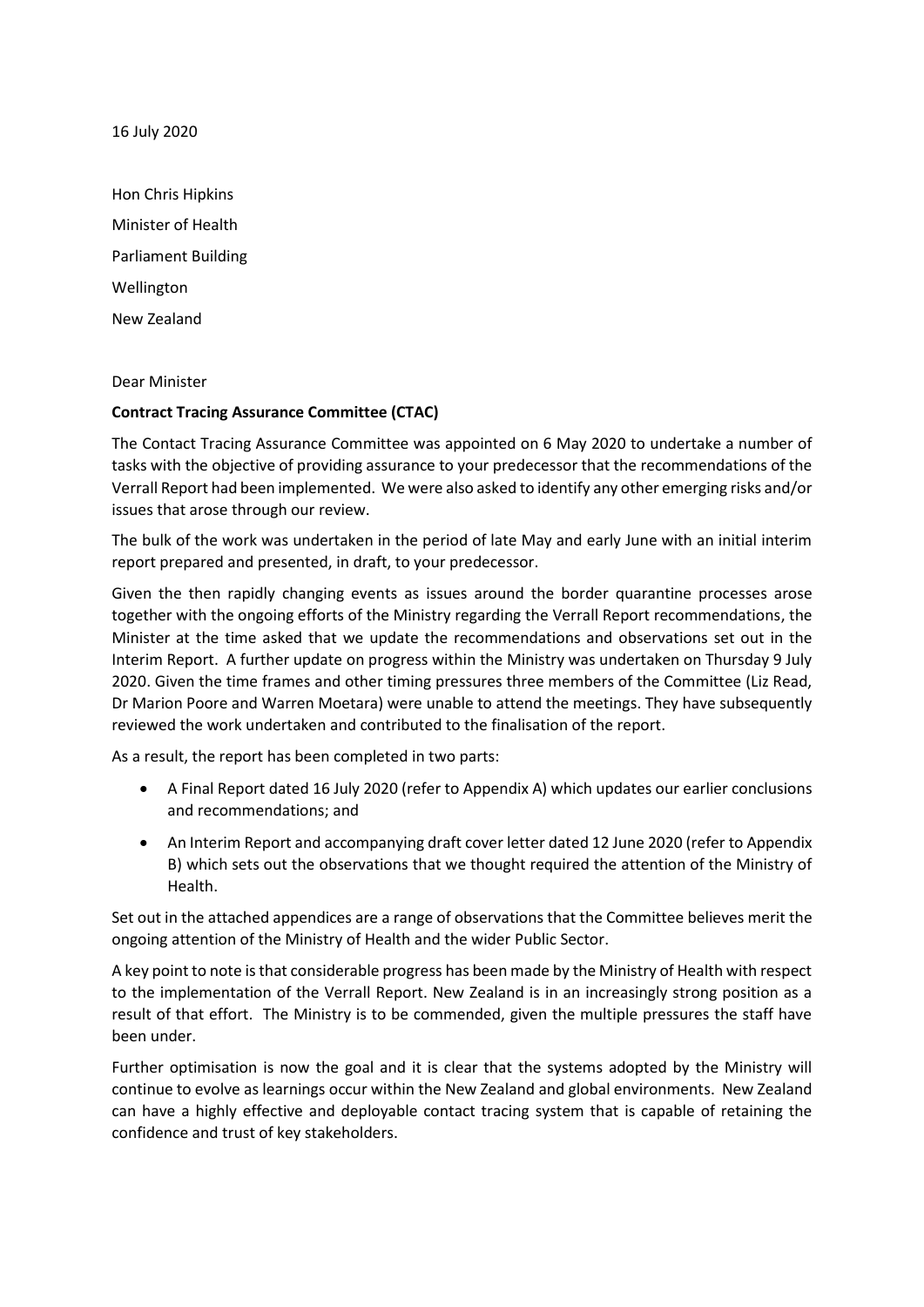16 July 2020

Hon Chris Hipkins

Minister of Health

Parliament Building

Wellington

New Zealand

Dear Minister

**Contract Tracing Assurance Committee (CTAC)**

The Contact Tracing Assurance Committee was appointed on 6 May 2020 to undertake a number of tasks with the objective of providing assurance to your predecessor that the recommendations of the Verrall Report had been implemented. We were also asked to identify any other emerging risks and/or issues that arose through our review.

The bulk of the work was undertaken in the period of late May and early June with an initial interim report prepared and presented, in draft, to your predecessor.

Given the then rapidly changing events as issues around the border quarantine processes arose together with the ongoing efforts of the Ministry regarding the Verrall Report recommendations, the Minister at the time asked that we update the recommendations and observations set out in the Interim Report. A further update on progress within the Ministry was undertaken on Thursday 9 July 2020. Given the time frames and other timing pressures three members of the Committee (Liz Read, Dr Marion Poore and Warren Moetara) were unable to attend the meetings. They have subsequently reviewed the work undertaken and contributed to the finalisation of the report.

As a result, the report has been completed in two parts:

- A Final Report dated 16 July 2020 (refer to Appendix A) which updates our earlier conclusions and recommendations; and
- An Interim Report and accompanying draft cover letter dated 12 June 2020 (refer to Appendix B) which sets out the observations that we thought required the attention of the Ministry of Health.

Set out in the attached appendices are a range of observations that the Committee believes merit the ongoing attention of the Ministry of Health and the wider Public Sector.

A key point to note is that considerable progress has been made by the Ministry of Health with respect to the implementation of the Verrall Report. New Zealand is in an increasingly strong position as a result of that effort. The Ministry is to be commended, given the multiple pressures the staff have been under.

Further optimisation is now the goal and it is clear that the systems adopted by the Ministry will continue to evolve as learnings occur within the New Zealand and global environments. New Zealand can have a highly effective and deployable contact tracing system that is capable of retaining the confidence and trust of key stakeholders.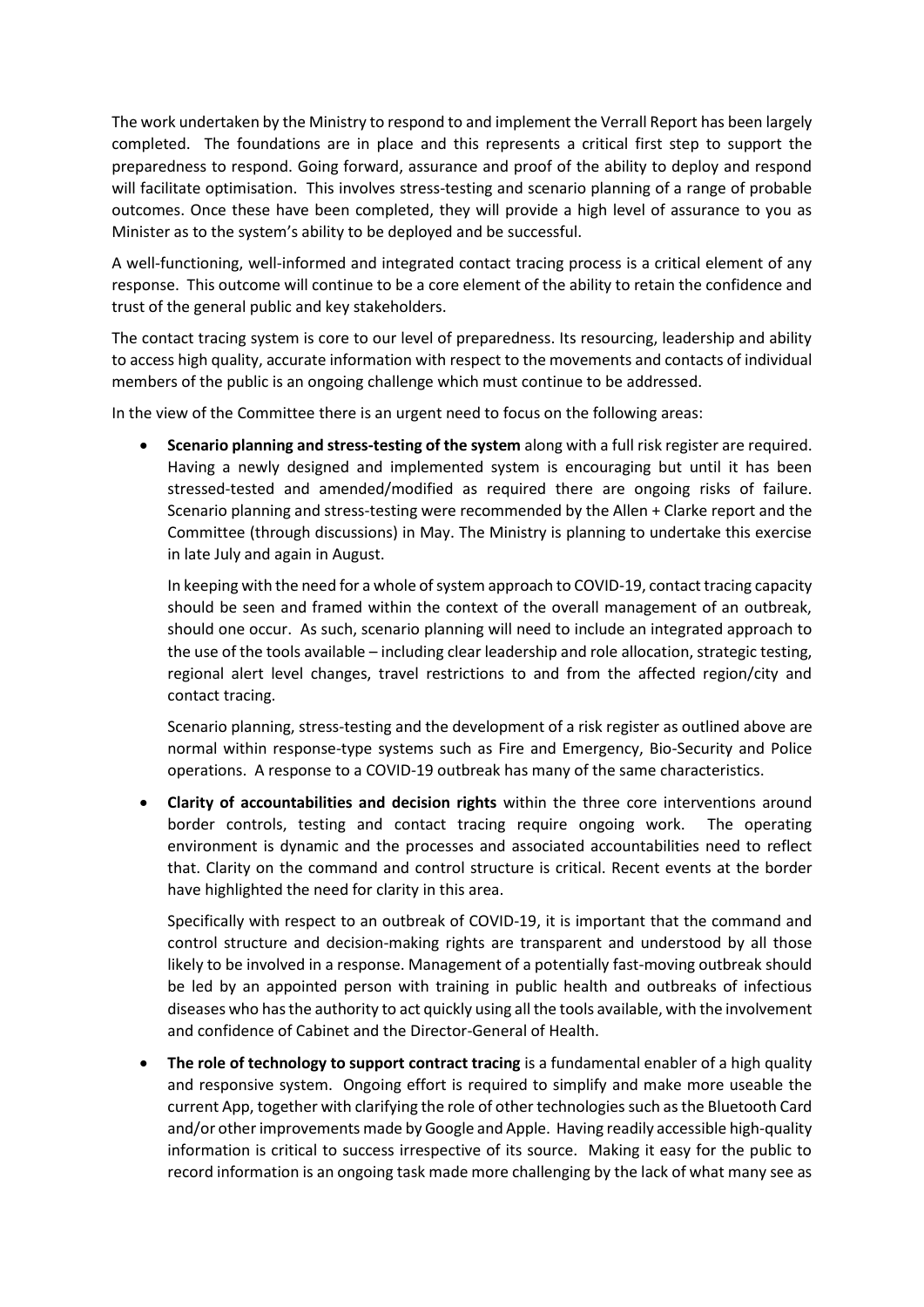The work undertaken by the Ministry to respond to and implement the Verrall Report has been largely completed. The foundations are in place and this represents a critical first step to support the preparedness to respond. Going forward, assurance and proof of the ability to deploy and respond will facilitate optimisation. This involves stress-testing and scenario planning of a range of probable outcomes. Once these have been completed, they will provide a high level of assurance to you as Minister as to the system's ability to be deployed and be successful.

A well-functioning, well-informed and integrated contact tracing process is a critical element of any response. This outcome will continue to be a core element of the ability to retain the confidence and trust of the general public and key stakeholders.

The contact tracing system is core to our level of preparedness. Its resourcing, leadership and ability to access high quality, accurate information with respect to the movements and contacts of individual members of the public is an ongoing challenge which must continue to be addressed.

In the view of the Committee there is an urgent need to focus on the following areas:

- **Scenario planning and stress-testing of the system** along with a full risk register are required. Having a newly designed and implemented system is encouraging but until it has been stressed-tested and amended/modified as required there are ongoing risks of failure. Scenario planning and stress-testing were recommended by the Allen + Clarke report and the Committee (through discussions) in May. The Ministry is planning to undertake this exercise in late July and again in August.

  In keeping with the need for a whole of system approach to COVID-19, contact tracing capacity should be seen and framed within the context of the overall management of an outbreak, should one occur. As such, scenario planning will need to include an integrated approach to the use of the tools available – including clear leadership and role allocation, strategic testing, regional alert level changes, travel restrictions to and from the affected region/city and contact tracing.

  Scenario planning, stress-testing and the development of a risk register as outlined above are normal within response-type systems such as Fire and Emergency, Bio-Security and Police operations. A response to a COVID-19 outbreak has many of the same characteristics.

- **Clarity of accountabilities and decision rights** within the three core interventions around border controls, testing and contact tracing require ongoing work. The operating environment is dynamic and the processes and associated accountabilities need to reflect that. Clarity on the command and control structure is critical. Recent events at the border have highlighted the need for clarity in this area.

  Specifically with respect to an outbreak of COVID-19, it is important that the command and control structure and decision-making rights are transparent and understood by all those likely to be involved in a response. Management of a potentially fast-moving outbreak should be led by an appointed person with training in public health and outbreaks of infectious diseases who has the authority to act quickly using all the tools available, with the involvement and confidence of Cabinet and the Director-General of Health.

- **The role of technology to support contract tracing** is a fundamental enabler of a high quality and responsive system. Ongoing effort is required to simplify and make more useable the current App, together with clarifying the role of other technologies such as the Bluetooth Card and/or other improvements made by Google and Apple. Having readily accessible high-quality information is critical to success irrespective of its source. Making it easy for the public to record information is an ongoing task made more challenging by the lack of what many see as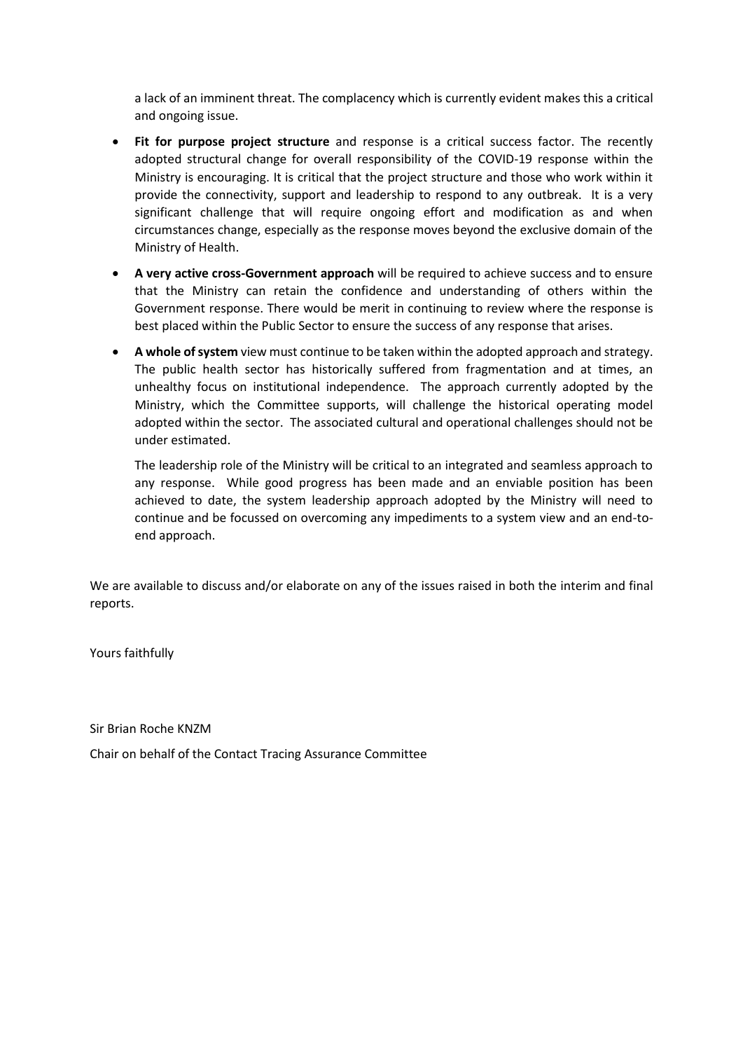a lack of an imminent threat. The complacency which is currently evident makes this a critical and ongoing issue.

- **Fit for purpose project structure** and response is a critical success factor. The recently adopted structural change for overall responsibility of the COVID-19 response within the Ministry is encouraging. It is critical that the project structure and those who work within it provide the connectivity, support and leadership to respond to any outbreak. It is a very significant challenge that will require ongoing effort and modification as and when circumstances change, especially as the response moves beyond the exclusive domain of the Ministry of Health.
- **A very active cross-Government approach** will be required to achieve success and to ensure that the Ministry can retain the confidence and understanding of others within the Government response. There would be merit in continuing to review where the response is best placed within the Public Sector to ensure the success of any response that arises.
- **A whole of system** view must continue to be taken within the adopted approach and strategy. The public health sector has historically suffered from fragmentation and at times, an unhealthy focus on institutional independence. The approach currently adopted by the Ministry, which the Committee supports, will challenge the historical operating model adopted within the sector. The associated cultural and operational challenges should not be under estimated.

  The leadership role of the Ministry will be critical to an integrated and seamless approach to any response. While good progress has been made and an enviable position has been achieved to date, the system leadership approach adopted by the Ministry will need to continue and be focussed on overcoming any impediments to a system view and an end-to-end approach.

We are available to discuss and/or elaborate on any of the issues raised in both the interim and final reports.

Yours faithfully

Sir Brian Roche KNZM

Chair on behalf of the Contact Tracing Assurance Committee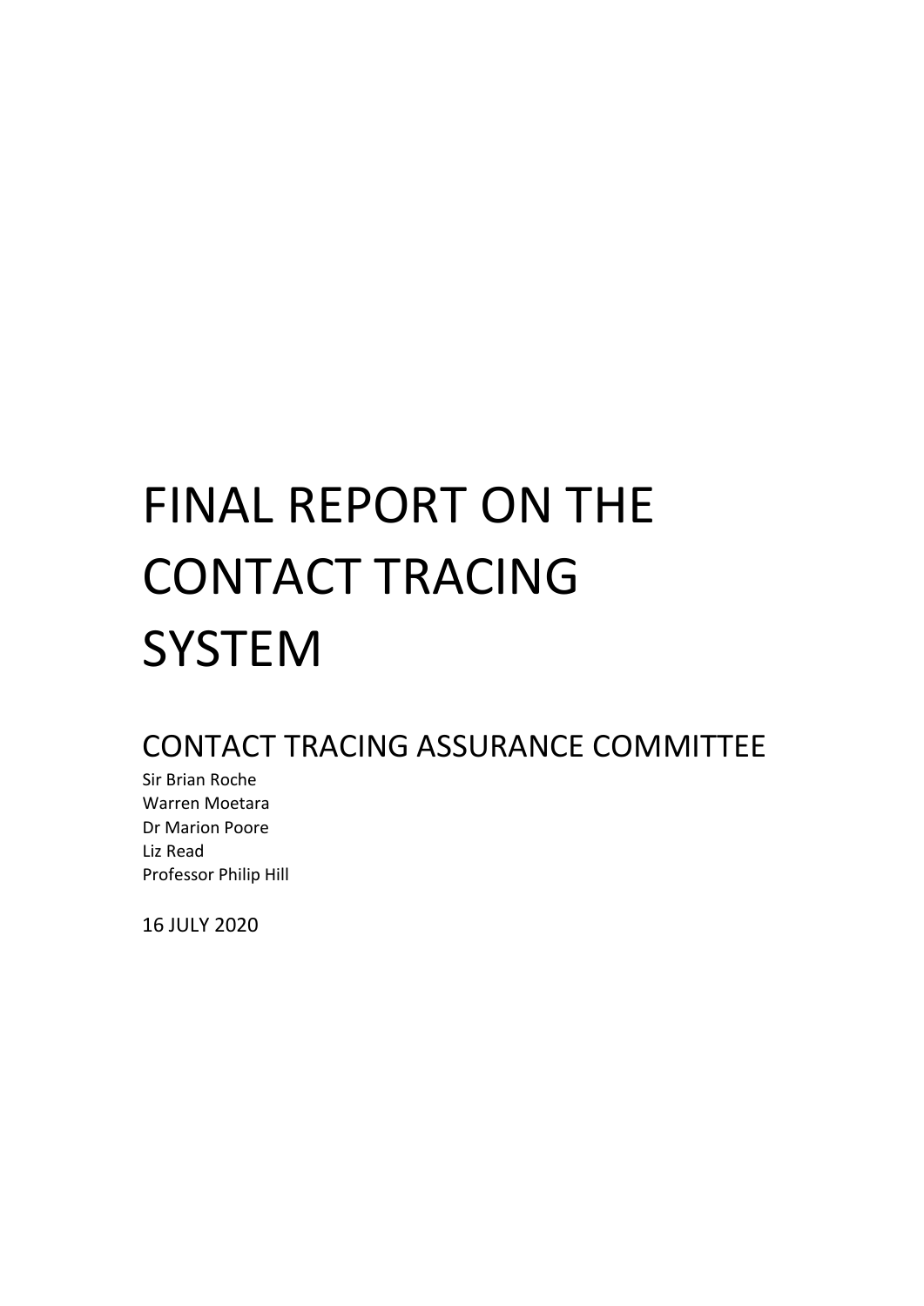# FINAL REPORT ON THE CONTACT TRACING SYSTEM

## CONTACT TRACING ASSURANCE COMMITTEE

Sir Brian Roche
Warren Moetara
Dr Marion Poore
Liz Read
Professor Philip Hill

16 JULY 2020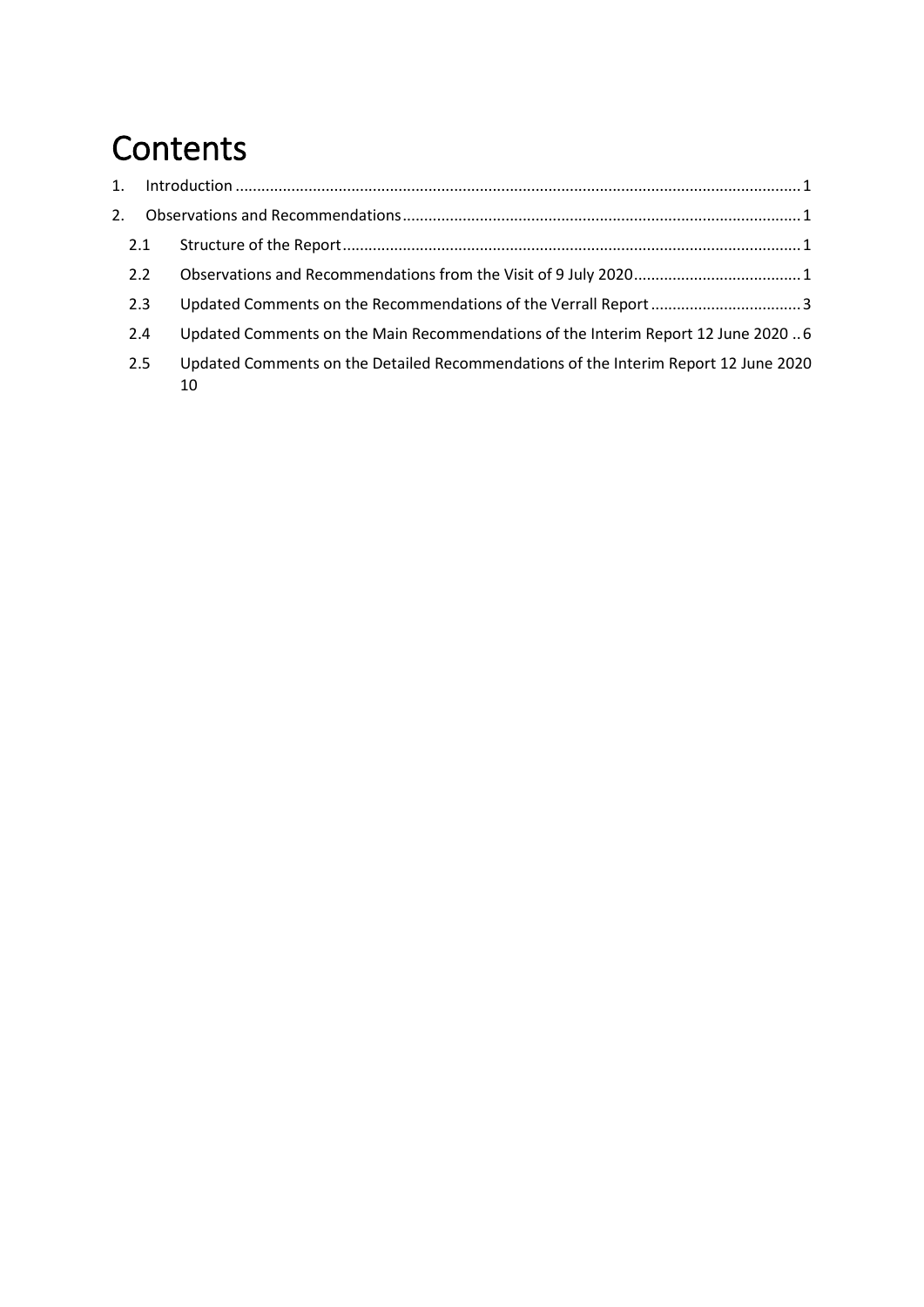# Contents

1. Introduction ........................................................................................................................... 1
2. Observations and Recommendations ..................................................................................... 1
   - 2.1 Structure of the Report ................................................................................................. 1
   - 2.2 Observations and Recommendations from the Visit of 9 July 2020 ................................. 1
   - 2.3 Updated Comments on the Recommendations of the Verrall Report ................................ 3
   - 2.4 Updated Comments on the Main Recommendations of the Interim Report 12 June 2020 .. 6
   - 2.5 Updated Comments on the Detailed Recommendations of the Interim Report 12 June 2020 10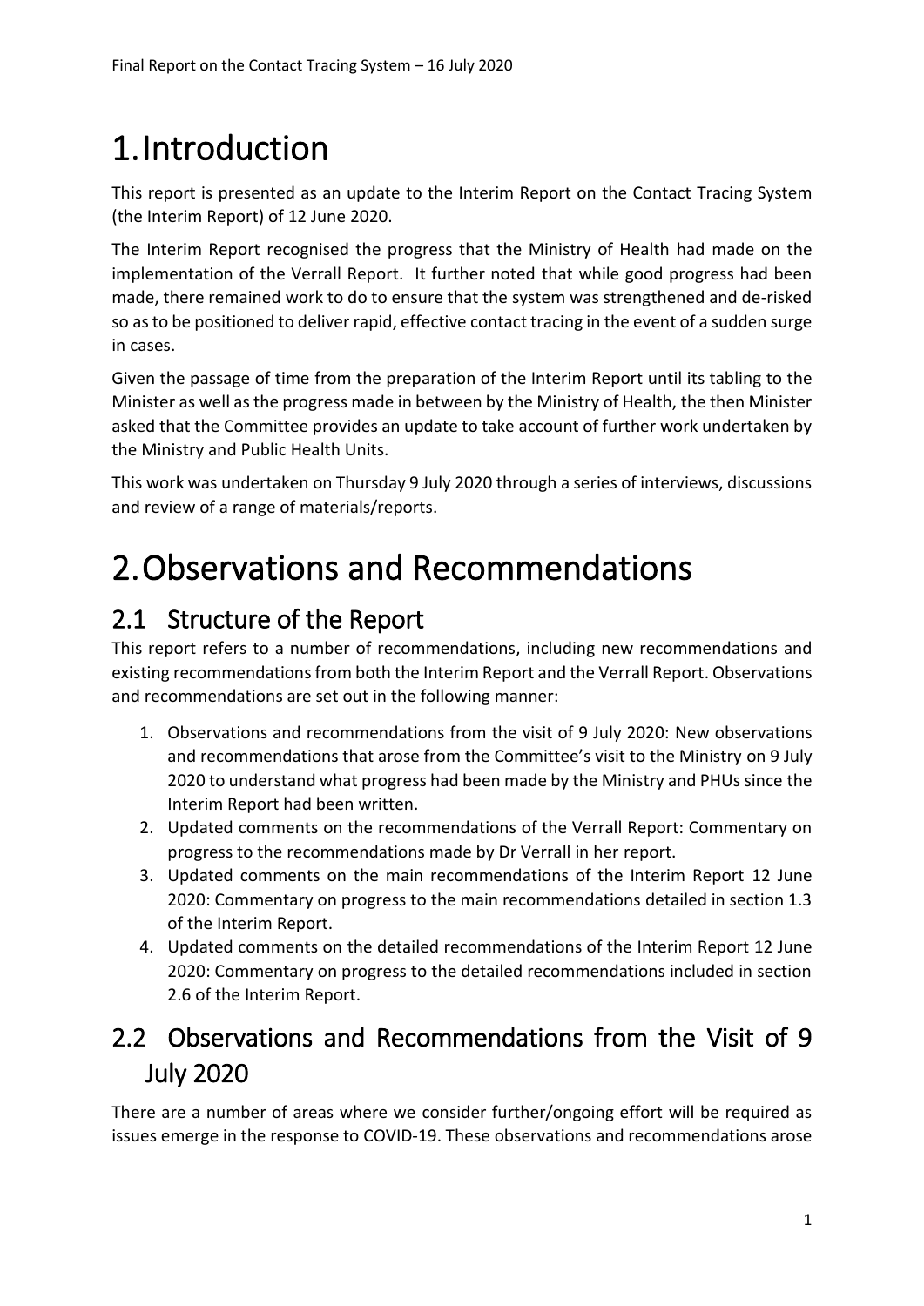# 1. Introduction

This report is presented as an update to the Interim Report on the Contact Tracing System (the Interim Report) of 12 June 2020.

The Interim Report recognised the progress that the Ministry of Health had made on the implementation of the Verrall Report. It further noted that while good progress had been made, there remained work to do to ensure that the system was strengthened and de-risked so as to be positioned to deliver rapid, effective contact tracing in the event of a sudden surge in cases.

Given the passage of time from the preparation of the Interim Report until its tabling to the Minister as well as the progress made in between by the Ministry of Health, the then Minister asked that the Committee provides an update to take account of further work undertaken by the Ministry and Public Health Units.

This work was undertaken on Thursday 9 July 2020 through a series of interviews, discussions and review of a range of materials/reports.

# 2. Observations and Recommendations

## 2.1 Structure of the Report

This report refers to a number of recommendations, including new recommendations and existing recommendations from both the Interim Report and the Verrall Report. Observations and recommendations are set out in the following manner:

1. Observations and recommendations from the visit of 9 July 2020: New observations and recommendations that arose from the Committee's visit to the Ministry on 9 July 2020 to understand what progress had been made by the Ministry and PHUs since the Interim Report had been written.
2. Updated comments on the recommendations of the Verrall Report: Commentary on progress to the recommendations made by Dr Verrall in her report.
3. Updated comments on the main recommendations of the Interim Report 12 June 2020: Commentary on progress to the main recommendations detailed in section 1.3 of the Interim Report.
4. Updated comments on the detailed recommendations of the Interim Report 12 June 2020: Commentary on progress to the detailed recommendations included in section 2.6 of the Interim Report.

## 2.2 Observations and Recommendations from the Visit of 9 July 2020

There are a number of areas where we consider further/ongoing effort will be required as issues emerge in the response to COVID-19. These observations and recommendations arose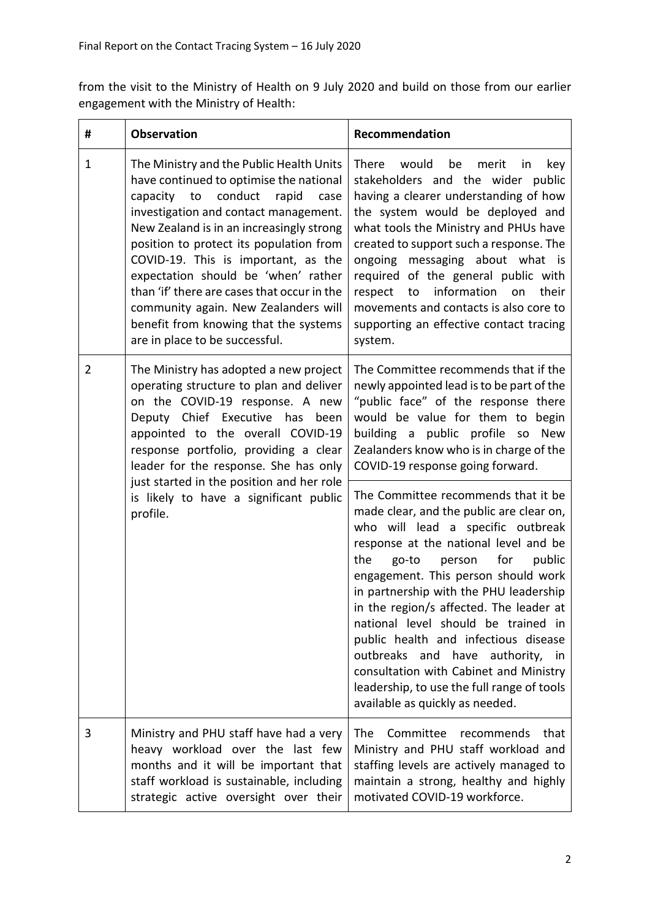from the visit to the Ministry of Health on 9 July 2020 and build on those from our earlier engagement with the Ministry of Health:

| # | Observation | Recommendation |
|---|---|---|
| 1 | The Ministry and the Public Health Units have continued to optimise the national capacity to conduct rapid case investigation and contact management. New Zealand is in an increasingly strong position to protect its population from COVID-19. This is important, as the expectation should be 'when' rather than 'if' there are cases that occur in the community again. New Zealanders will benefit from knowing that the systems are in place to be successful. | There would be merit in key stakeholders and the wider public having a clearer understanding of how the system would be deployed and what tools the Ministry and PHUs have created to support such a response. The ongoing messaging about what is required of the general public with respect to information on their movements and contacts is also core to supporting an effective contact tracing system. |
| 2 | The Ministry has adopted a new project operating structure to plan and deliver on the COVID-19 response. A new Deputy Chief Executive has been appointed to the overall COVID-19 response portfolio, providing a clear leader for the response. She has only just started in the position and her role is likely to have a significant public profile. | The Committee recommends that if the newly appointed lead is to be part of the "public face" of the response there would be value for them to begin building a public profile so New Zealanders know who is in charge of the COVID-19 response going forward. |
| | | The Committee recommends that it be made clear, and the public are clear on, who will lead a specific outbreak response at the national level and be the go-to person for public engagement. This person should work in partnership with the PHU leadership in the region/s affected. The leader at national level should be trained in public health and infectious disease outbreaks and have authority, in consultation with Cabinet and Ministry leadership, to use the full range of tools available as quickly as needed. |
| 3 | Ministry and PHU staff have had a very heavy workload over the last few months and it will be important that staff workload is sustainable, including strategic active oversight over their | The Committee recommends that Ministry and PHU staff workload and staffing levels are actively managed to maintain a strong, healthy and highly motivated COVID-19 workforce. |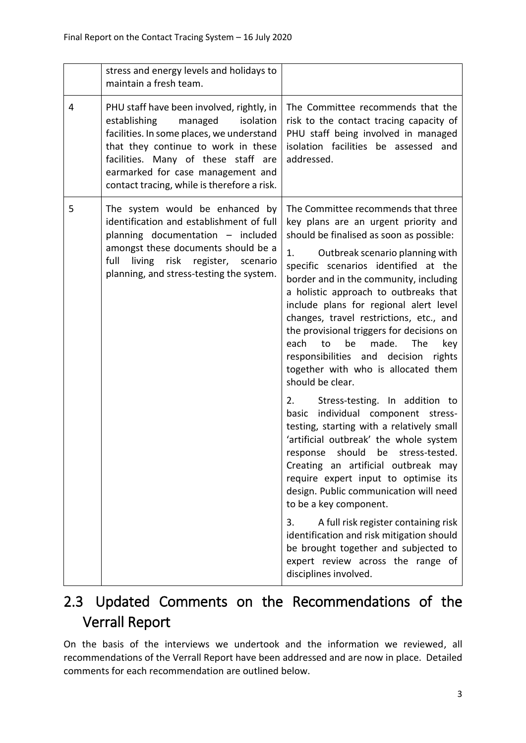| | | |
|---|---|---|
| | stress and energy levels and holidays to maintain a fresh team. | |
| 4 | PHU staff have been involved, rightly, in establishing managed isolation facilities. In some places, we understand that they continue to work in these facilities. Many of these staff are earmarked for case management and contact tracing, while is therefore a risk. | The Committee recommends that the risk to the contact tracing capacity of PHU staff being involved in managed isolation facilities be assessed and addressed. |
| 5 | The system would be enhanced by identification and establishment of full planning documentation – included amongst these documents should be a full living risk register, scenario planning, and stress-testing the system. | The Committee recommends that three key plans are an urgent priority and should be finalised as soon as possible:<br><br>1. Outbreak scenario planning with specific scenarios identified at the border and in the community, including a holistic approach to outbreaks that include plans for regional alert level changes, travel restrictions, etc., and the provisional triggers for decisions on each to be made. The key responsibilities and decision rights together with who is allocated them should be clear.<br><br>2. Stress-testing. In addition to basic individual component stress-testing, starting with a relatively small 'artificial outbreak' the whole system response should be stress-tested. Creating an artificial outbreak may require expert input to optimise its design. Public communication will need to be a key component.<br><br>3. A full risk register containing risk identification and risk mitigation should be brought together and subjected to expert review across the range of disciplines involved. |

## 2.3 Updated Comments on the Recommendations of the Verrall Report

On the basis of the interviews we undertook and the information we reviewed, all recommendations of the Verrall Report have been addressed and are now in place. Detailed comments for each recommendation are outlined below.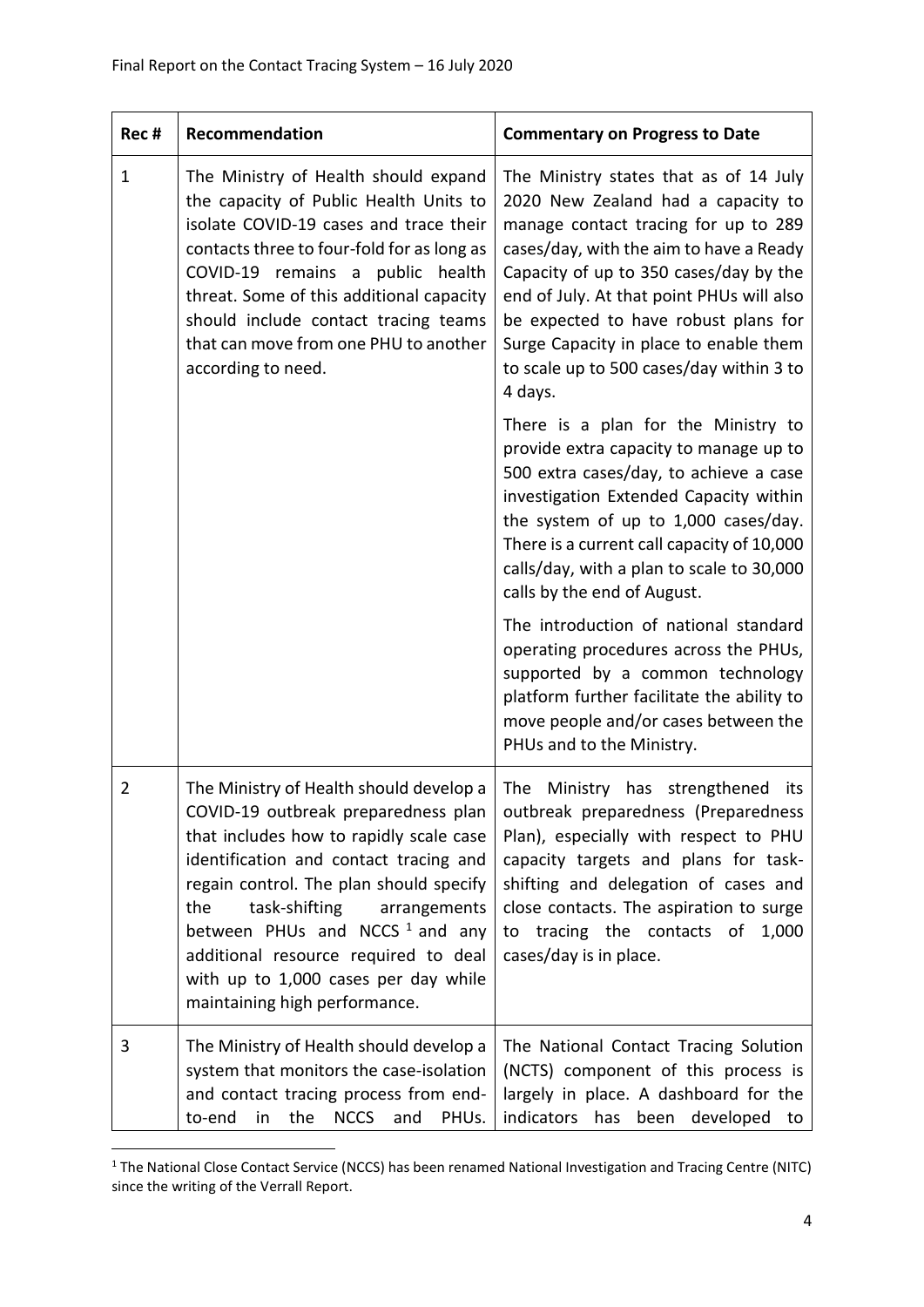| Rec # | Recommendation | Commentary on Progress to Date |
|---|---|---|
| 1 | The Ministry of Health should expand the capacity of Public Health Units to isolate COVID-19 cases and trace their contacts three to four-fold for as long as COVID-19 remains a public health threat. Some of this additional capacity should include contact tracing teams that can move from one PHU to another according to need. | The Ministry states that as of 14 July 2020 New Zealand had a capacity to manage contact tracing for up to 289 cases/day, with the aim to have a Ready Capacity of up to 350 cases/day by the end of July. At that point PHUs will also be expected to have robust plans for Surge Capacity in place to enable them to scale up to 500 cases/day within 3 to 4 days.<br><br>There is a plan for the Ministry to provide extra capacity to manage up to 500 extra cases/day, to achieve a case investigation Extended Capacity within the system of up to 1,000 cases/day. There is a current call capacity of 10,000 calls/day, with a plan to scale to 30,000 calls by the end of August.<br><br>The introduction of national standard operating procedures across the PHUs, supported by a common technology platform further facilitate the ability to move people and/or cases between the PHUs and to the Ministry. |
| 2 | The Ministry of Health should develop a COVID-19 outbreak preparedness plan that includes how to rapidly scale case identification and contact tracing and regain control. The plan should specify the task-shifting arrangements between PHUs and NCCS [1] and any additional resource required to deal with up to 1,000 cases per day while maintaining high performance. | The Ministry has strengthened its outbreak preparedness (Preparedness Plan), especially with respect to PHU capacity targets and plans for task-shifting and delegation of cases and close contacts. The aspiration to surge to tracing the contacts of 1,000 cases/day is in place. |
| 3 | The Ministry of Health should develop a system that monitors the case-isolation and contact tracing process from end-to-end in the NCCS and PHUs. | The National Contact Tracing Solution (NCTS) component of this process is largely in place. A dashboard for the indicators has been developed to |

[1] The National Close Contact Service (NCCS) has been renamed National Investigation and Tracing Centre (NITC) since the writing of the Verrall Report.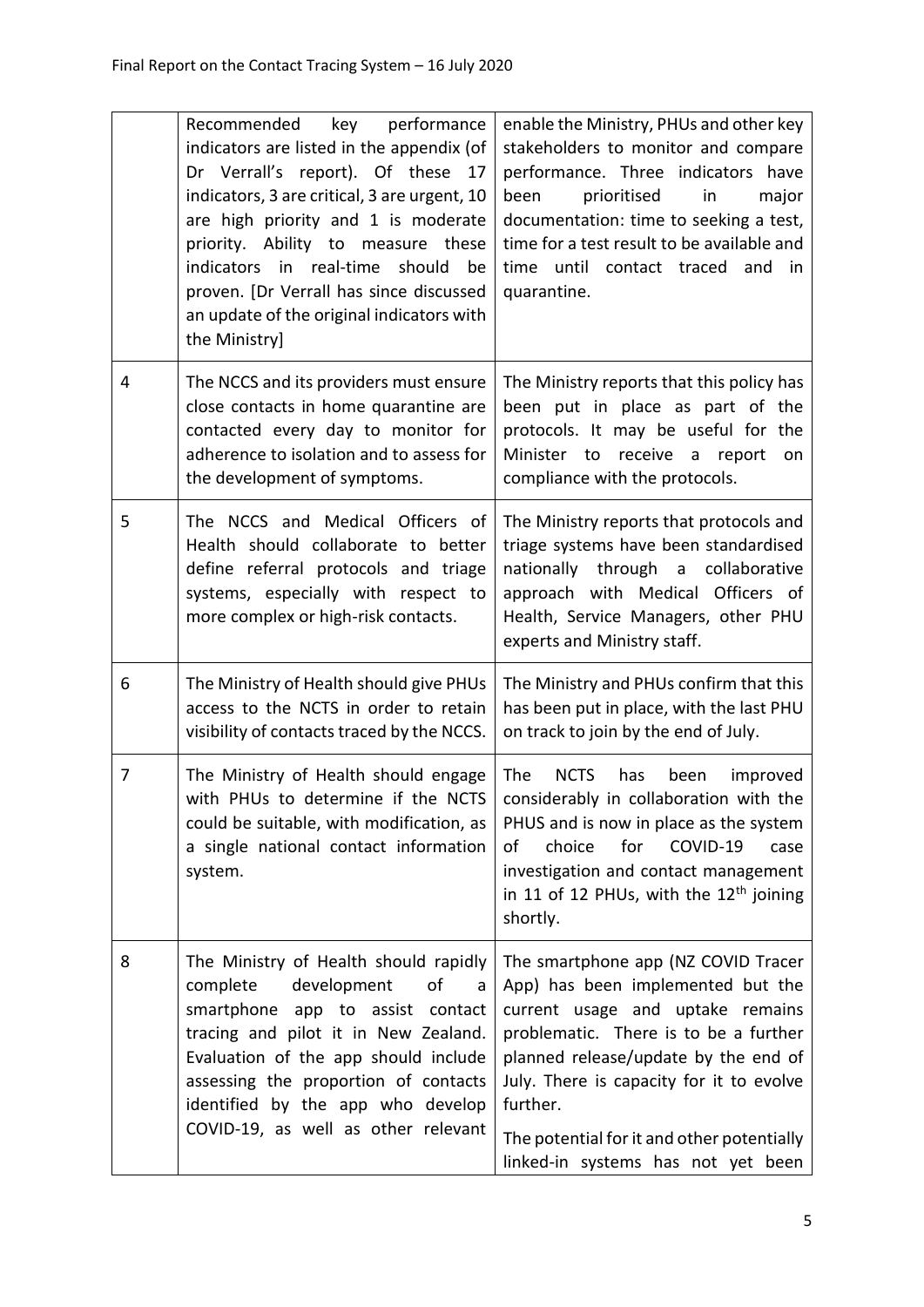| | | |
|---|---|---|
| | Recommended key performance indicators are listed in the appendix (of Dr Verrall's report). Of these 17 indicators, 3 are critical, 3 are urgent, 10 are high priority and 1 is moderate priority. Ability to measure these indicators in real-time should be proven. [Dr Verrall has since discussed an update of the original indicators with the Ministry] | enable the Ministry, PHUs and other key stakeholders to monitor and compare performance. Three indicators have been prioritised in major documentation: time to seeking a test, time for a test result to be available and time until contact traced and in quarantine. |
| 4 | The NCCS and its providers must ensure close contacts in home quarantine are contacted every day to monitor for adherence to isolation and to assess for the development of symptoms. | The Ministry reports that this policy has been put in place as part of the protocols. It may be useful for the Minister to receive a report on compliance with the protocols. |
| 5 | The NCCS and Medical Officers of Health should collaborate to better define referral protocols and triage systems, especially with respect to more complex or high-risk contacts. | The Ministry reports that protocols and triage systems have been standardised nationally through a collaborative approach with Medical Officers of Health, Service Managers, other PHU experts and Ministry staff. |
| 6 | The Ministry of Health should give PHUs access to the NCTS in order to retain visibility of contacts traced by the NCCS. | The Ministry and PHUs confirm that this has been put in place, with the last PHU on track to join by the end of July. |
| 7 | The Ministry of Health should engage with PHUs to determine if the NCTS could be suitable, with modification, as a single national contact information system. | The NCTS has been improved considerably in collaboration with the PHUS and is now in place as the system of choice for COVID-19 case investigation and contact management in 11 of 12 PHUs, with the 12th joining shortly. |
| 8 | The Ministry of Health should rapidly complete development of a smartphone app to assist contact tracing and pilot it in New Zealand. Evaluation of the app should include assessing the proportion of contacts identified by the app who develop COVID-19, as well as other relevant | The smartphone app (NZ COVID Tracer App) has been implemented but the current usage and uptake remains problematic. There is to be a further planned release/update by the end of July. There is capacity for it to evolve further.<br><br>The potential for it and other potentially linked-in systems has not yet been |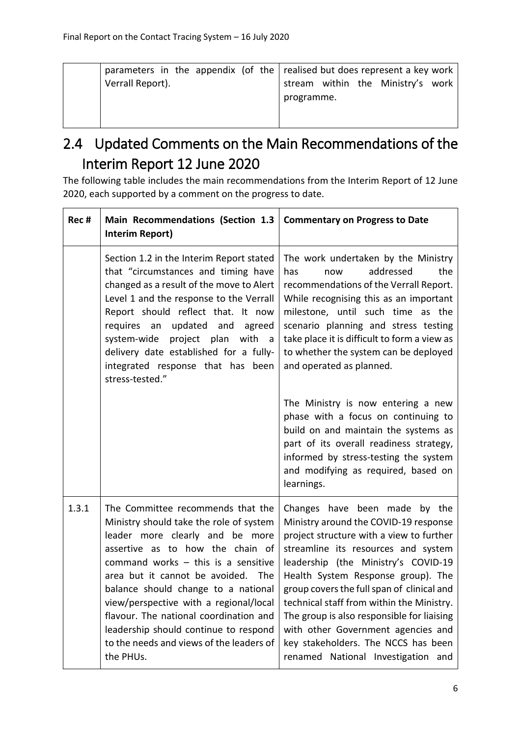| | parameters in the appendix (of the Verrall Report). | realised but does represent a key work stream within the Ministry's work programme. |
|---|---|---|

## 2.4 Updated Comments on the Main Recommendations of the Interim Report 12 June 2020

The following table includes the main recommendations from the Interim Report of 12 June 2020, each supported by a comment on the progress to date.

| Rec # | Main Recommendations (Section 1.3 Interim Report) | Commentary on Progress to Date |
|---|---|---|
| | Section 1.2 in the Interim Report stated that "circumstances and timing have changed as a result of the move to Alert Level 1 and the response to the Verrall Report should reflect that. It now requires an updated and agreed system-wide project plan with a delivery date established for a fully-integrated response that has been stress-tested." | The work undertaken by the Ministry has now addressed the recommendations of the Verrall Report. While recognising this as an important milestone, until such time as the scenario planning and stress testing take place it is difficult to form a view as to whether the system can be deployed and operated as planned.<br><br>The Ministry is now entering a new phase with a focus on continuing to build on and maintain the systems as part of its overall readiness strategy, informed by stress-testing the system and modifying as required, based on learnings. |
| 1.3.1 | The Committee recommends that the Ministry should take the role of system leader more clearly and be more assertive as to how the chain of command works – this is a sensitive area but it cannot be avoided. The balance should change to a national view/perspective with a regional/local flavour. The national coordination and leadership should continue to respond to the needs and views of the leaders of the PHUs. | Changes have been made by the Ministry around the COVID-19 response project structure with a view to further streamline its resources and system leadership (the Ministry's COVID-19 Health System Response group). The group covers the full span of clinical and technical staff from within the Ministry. The group is also responsible for liaising with other Government agencies and key stakeholders. The NCCS has been renamed National Investigation and |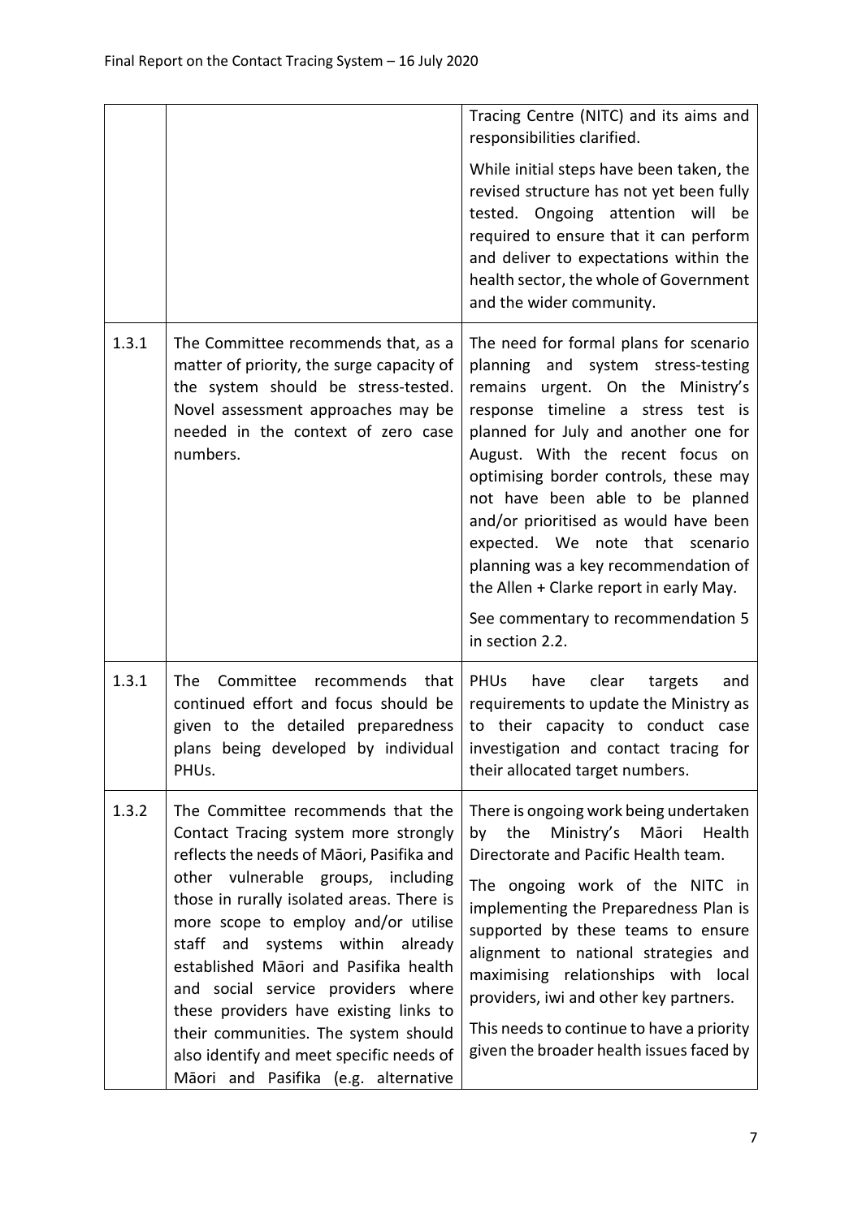| | | |
|---|---|---|
| | | Tracing Centre (NITC) and its aims and responsibilities clarified.<br><br>While initial steps have been taken, the revised structure has not yet been fully tested. Ongoing attention will be required to ensure that it can perform and deliver to expectations within the health sector, the whole of Government and the wider community. |
| 1.3.1 | The Committee recommends that, as a matter of priority, the surge capacity of the system should be stress-tested. Novel assessment approaches may be needed in the context of zero case numbers. | The need for formal plans for scenario planning and system stress-testing remains urgent. On the Ministry's response timeline a stress test is planned for July and another one for August. With the recent focus on optimising border controls, these may not have been able to be planned and/or prioritised as would have been expected. We note that scenario planning was a key recommendation of the Allen + Clarke report in early May.<br><br>See commentary to recommendation 5 in section 2.2. |
| 1.3.1 | The Committee recommends that continued effort and focus should be given to the detailed preparedness plans being developed by individual PHUs. | PHUs have clear targets and requirements to update the Ministry as to their capacity to conduct case investigation and contact tracing for their allocated target numbers. |
| 1.3.2 | The Committee recommends that the Contact Tracing system more strongly reflects the needs of Māori, Pasifika and other vulnerable groups, including those in rurally isolated areas. There is more scope to employ and/or utilise staff and systems within already established Māori and Pasifika health and social service providers where these providers have existing links to their communities. The system should also identify and meet specific needs of Māori and Pasifika (e.g. alternative | There is ongoing work being undertaken by the Ministry's Māori Health Directorate and Pacific Health team.<br><br>The ongoing work of the NITC in implementing the Preparedness Plan is supported by these teams to ensure alignment to national strategies and maximising relationships with local providers, iwi and other key partners.<br><br>This needs to continue to have a priority given the broader health issues faced by |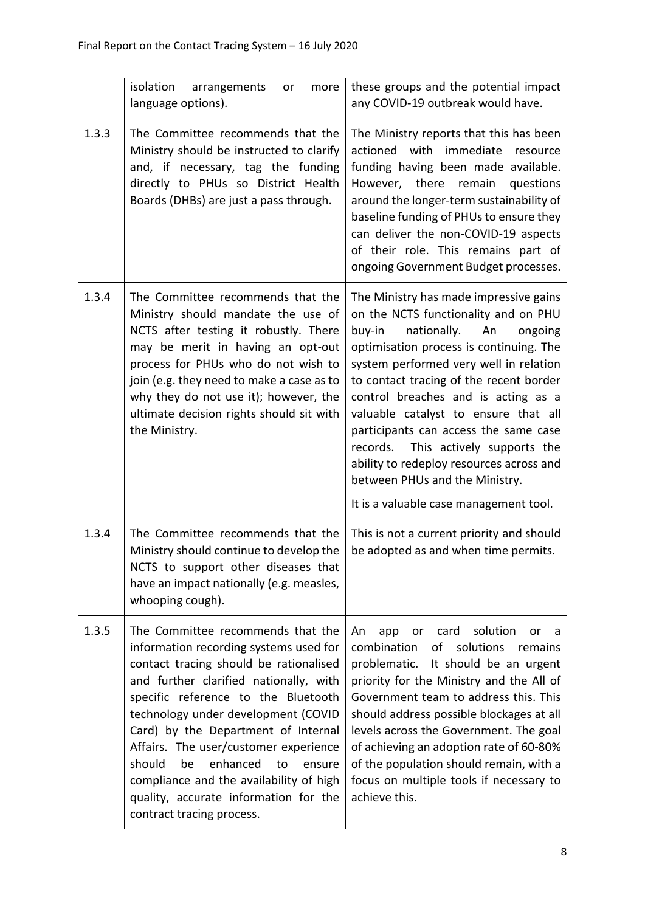| | | |
|---|---|---|
| | isolation arrangements or more language options). | these groups and the potential impact any COVID-19 outbreak would have. |
| 1.3.3 | The Committee recommends that the Ministry should be instructed to clarify and, if necessary, tag the funding directly to PHUs so District Health Boards (DHBs) are just a pass through. | The Ministry reports that this has been actioned with immediate resource funding having been made available. However, there remain questions around the longer-term sustainability of baseline funding of PHUs to ensure they can deliver the non-COVID-19 aspects of their role. This remains part of ongoing Government Budget processes. |
| 1.3.4 | The Committee recommends that the Ministry should mandate the use of NCTS after testing it robustly. There may be merit in having an opt-out process for PHUs who do not wish to join (e.g. they need to make a case as to why they do not use it); however, the ultimate decision rights should sit with the Ministry. | The Ministry has made impressive gains on the NCTS functionality and on PHU buy-in nationally. An ongoing optimisation process is continuing. The system performed very well in relation to contact tracing of the recent border control breaches and is acting as a valuable catalyst to ensure that all participants can access the same case records. This actively supports the ability to redeploy resources across and between PHUs and the Ministry.<br><br>It is a valuable case management tool. |
| 1.3.4 | The Committee recommends that the Ministry should continue to develop the NCTS to support other diseases that have an impact nationally (e.g. measles, whooping cough). | This is not a current priority and should be adopted as and when time permits. |
| 1.3.5 | The Committee recommends that the information recording systems used for contact tracing should be rationalised and further clarified nationally, with specific reference to the Bluetooth technology under development (COVID Card) by the Department of Internal Affairs. The user/customer experience should be enhanced to ensure compliance and the availability of high quality, accurate information for the contract tracing process. | An app or card solution or a combination of solutions remains problematic. It should be an urgent priority for the Ministry and the All of Government team to address this. This should address possible blockages at all levels across the Government. The goal of achieving an adoption rate of 60-80% of the population should remain, with a focus on multiple tools if necessary to achieve this. |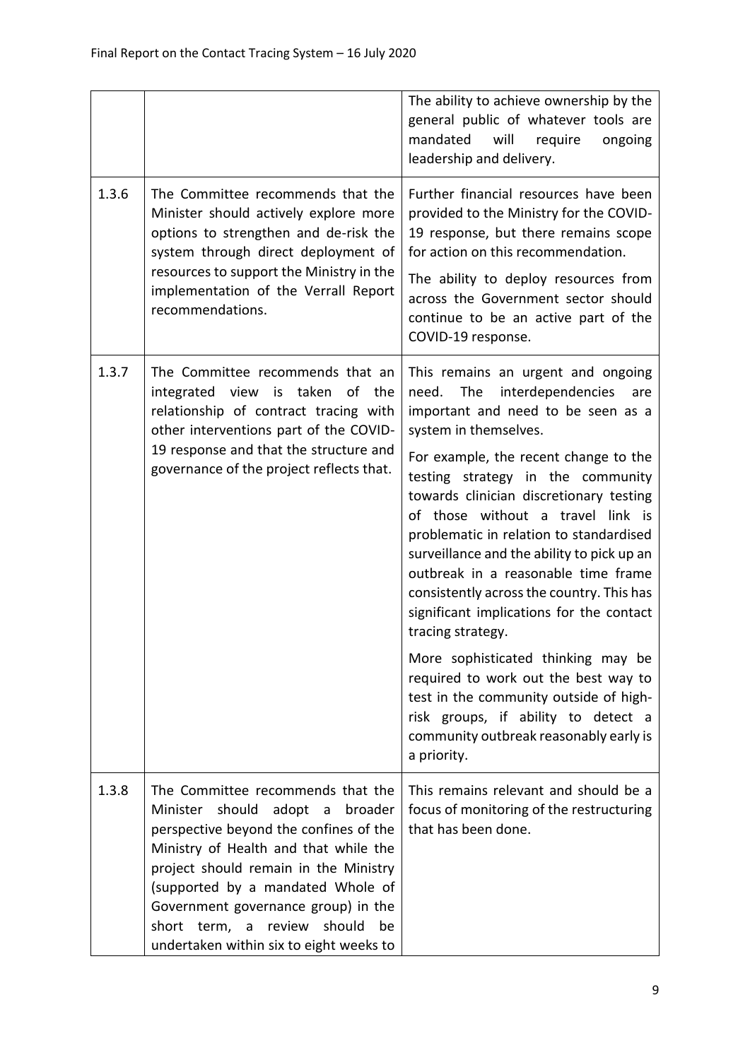|  |  |  |
|---|---|---|
|  |  | The ability to achieve ownership by the general public of whatever tools are mandated will require ongoing leadership and delivery. |
| 1.3.6 | The Committee recommends that the Minister should actively explore more options to strengthen and de-risk the system through direct deployment of resources to support the Ministry in the implementation of the Verrall Report recommendations. | Further financial resources have been provided to the Ministry for the COVID-19 response, but there remains scope for action on this recommendation.<br><br>The ability to deploy resources from across the Government sector should continue to be an active part of the COVID-19 response. |
| 1.3.7 | The Committee recommends that an integrated view is taken of the relationship of contract tracing with other interventions part of the COVID-19 response and that the structure and governance of the project reflects that. | This remains an urgent and ongoing need. The interdependencies are important and need to be seen as a system in themselves.<br><br>For example, the recent change to the testing strategy in the community towards clinician discretionary testing of those without a travel link is problematic in relation to standardised surveillance and the ability to pick up an outbreak in a reasonable time frame consistently across the country. This has significant implications for the contact tracing strategy.<br><br>More sophisticated thinking may be required to work out the best way to test in the community outside of high-risk groups, if ability to detect a community outbreak reasonably early is a priority. |
| 1.3.8 | The Committee recommends that the Minister should adopt a broader perspective beyond the confines of the Ministry of Health and that while the project should remain in the Ministry (supported by a mandated Whole of Government governance group) in the short term, a review should be undertaken within six to eight weeks to | This remains relevant and should be a focus of monitoring of the restructuring that has been done. |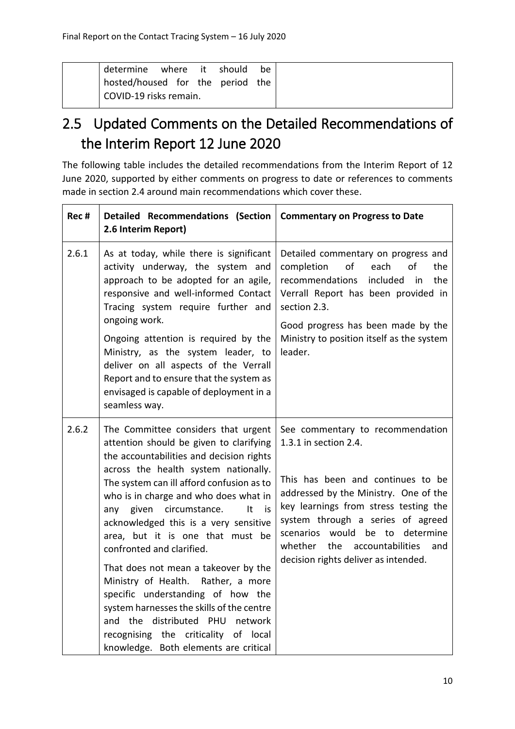| | determine where it should be hosted/housed for the period the COVID-19 risks remain. | |
|---|---|---|

## 2.5 Updated Comments on the Detailed Recommendations of the Interim Report 12 June 2020

The following table includes the detailed recommendations from the Interim Report of 12 June 2020, supported by either comments on progress to date or references to comments made in section 2.4 around main recommendations which cover these.

| Rec # | Detailed Recommendations (Section 2.6 Interim Report) | Commentary on Progress to Date |
|---|---|---|
| 2.6.1 | As at today, while there is significant activity underway, the system and approach to be adopted for an agile, responsive and well-informed Contact Tracing system require further and ongoing work.<br><br>Ongoing attention is required by the Ministry, as the system leader, to deliver on all aspects of the Verrall Report and to ensure that the system as envisaged is capable of deployment in a seamless way. | Detailed commentary on progress and completion of each of the recommendations included in the Verrall Report has been provided in section 2.3.<br><br>Good progress has been made by the Ministry to position itself as the system leader. |
| 2.6.2 | The Committee considers that urgent attention should be given to clarifying the accountabilities and decision rights across the health system nationally. The system can ill afford confusion as to who is in charge and who does what in any given circumstance. It is acknowledged this is a very sensitive area, but it is one that must be confronted and clarified.<br><br>That does not mean a takeover by the Ministry of Health. Rather, a more specific understanding of how the system harnesses the skills of the centre and the distributed PHU network recognising the criticality of local knowledge. Both elements are critical | See commentary to recommendation 1.3.1 in section 2.4.<br><br>This has been and continues to be addressed by the Ministry. One of the key learnings from stress testing the system through a series of agreed scenarios would be to determine whether the accountabilities and decision rights deliver as intended. |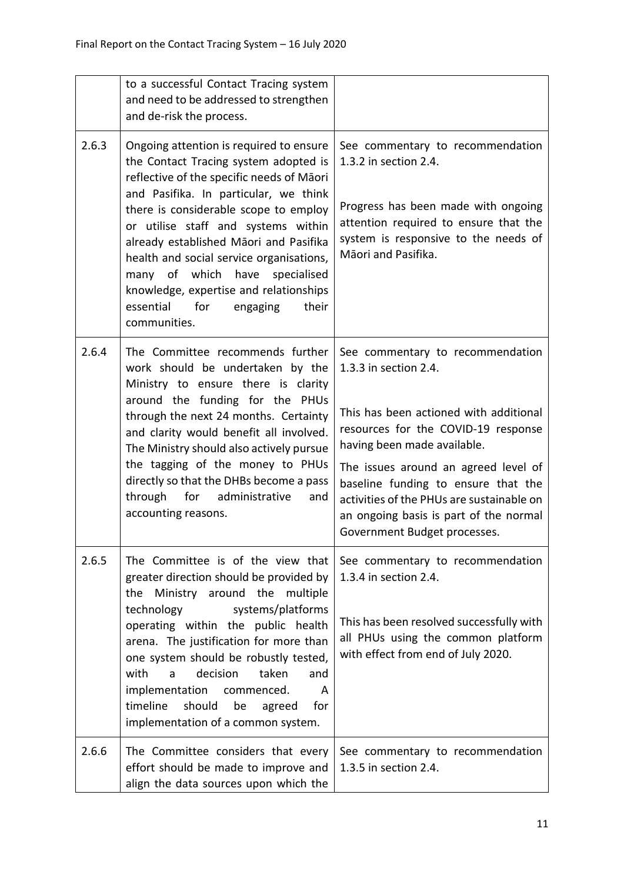| | | |
|---|---|---|
| | to a successful Contact Tracing system and need to be addressed to strengthen and de-risk the process. | |
| 2.6.3 | Ongoing attention is required to ensure the Contact Tracing system adopted is reflective of the specific needs of Māori and Pasifika. In particular, we think there is considerable scope to employ or utilise staff and systems within already established Māori and Pasifika health and social service organisations, many of which have specialised knowledge, expertise and relationships essential for engaging their communities. | See commentary to recommendation 1.3.2 in section 2.4.<br><br>Progress has been made with ongoing attention required to ensure that the system is responsive to the needs of Māori and Pasifika. |
| 2.6.4 | The Committee recommends further work should be undertaken by the Ministry to ensure there is clarity around the funding for the PHUs through the next 24 months. Certainty and clarity would benefit all involved. The Ministry should also actively pursue the tagging of the money to PHUs directly so that the DHBs become a pass through for administrative and accounting reasons. | See commentary to recommendation 1.3.3 in section 2.4.<br><br>This has been actioned with additional resources for the COVID-19 response having been made available.<br><br>The issues around an agreed level of baseline funding to ensure that the activities of the PHUs are sustainable on an ongoing basis is part of the normal Government Budget processes. |
| 2.6.5 | The Committee is of the view that greater direction should be provided by the Ministry around the multiple technology systems/platforms operating within the public health arena. The justification for more than one system should be robustly tested, with a decision taken and implementation commenced. A timeline should be agreed for implementation of a common system. | See commentary to recommendation 1.3.4 in section 2.4.<br><br>This has been resolved successfully with all PHUs using the common platform with effect from end of July 2020. |
| 2.6.6 | The Committee considers that every effort should be made to improve and align the data sources upon which the | See commentary to recommendation 1.3.5 in section 2.4. |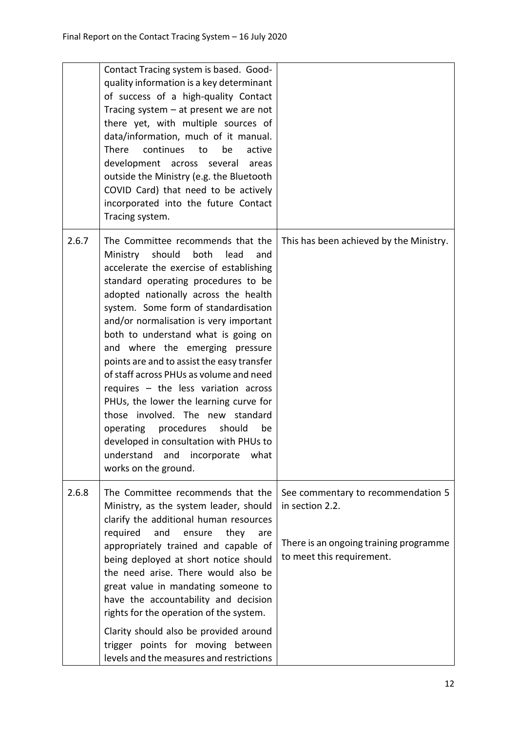| | | |
|---|---|---|
| | Contact Tracing system is based. Good-quality information is a key determinant of success of a high-quality Contact Tracing system – at present we are not there yet, with multiple sources of data/information, much of it manual. There continues to be active development across several areas outside the Ministry (e.g. the Bluetooth COVID Card) that need to be actively incorporated into the future Contact Tracing system. | |
| 2.6.7 | The Committee recommends that the Ministry should both lead and accelerate the exercise of establishing standard operating procedures to be adopted nationally across the health system. Some form of standardisation and/or normalisation is very important both to understand what is going on and where the emerging pressure points are and to assist the easy transfer of staff across PHUs as volume and need requires – the less variation across PHUs, the lower the learning curve for those involved. The new standard operating procedures should be developed in consultation with PHUs to understand and incorporate what works on the ground. | This has been achieved by the Ministry. |
| 2.6.8 | The Committee recommends that the Ministry, as the system leader, should clarify the additional human resources required and ensure they are appropriately trained and capable of being deployed at short notice should the need arise. There would also be great value in mandating someone to have the accountability and decision rights for the operation of the system.<br><br>Clarity should also be provided around trigger points for moving between levels and the measures and restrictions | See commentary to recommendation 5 in section 2.2.<br><br>There is an ongoing training programme to meet this requirement. |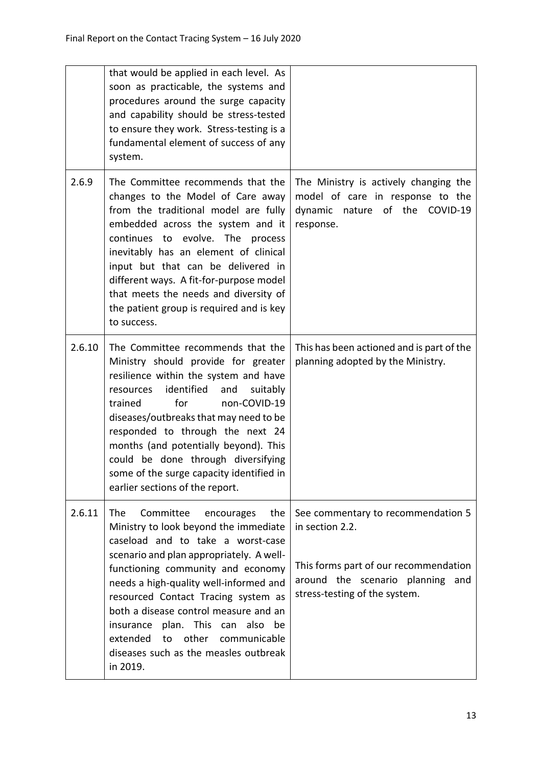|  |  |  |
| --- | --- | --- |
|  | that would be applied in each level. As soon as practicable, the systems and procedures around the surge capacity and capability should be stress-tested to ensure they work. Stress-testing is a fundamental element of success of any system. |  |
| 2.6.9 | The Committee recommends that the changes to the Model of Care away from the traditional model are fully embedded across the system and it continues to evolve. The process inevitably has an element of clinical input but that can be delivered in different ways. A fit-for-purpose model that meets the needs and diversity of the patient group is required and is key to success. | The Ministry is actively changing the model of care in response to the dynamic nature of the COVID-19 response. |
| 2.6.10 | The Committee recommends that the Ministry should provide for greater resilience within the system and have resources identified and suitably trained for non-COVID-19 diseases/outbreaks that may need to be responded to through the next 24 months (and potentially beyond). This could be done through diversifying some of the surge capacity identified in earlier sections of the report. | This has been actioned and is part of the planning adopted by the Ministry. |
| 2.6.11 | The Committee encourages the Ministry to look beyond the immediate caseload and to take a worst-case scenario and plan appropriately. A well-functioning community and economy needs a high-quality well-informed and resourced Contact Tracing system as both a disease control measure and an insurance plan. This can also be extended to other communicable diseases such as the measles outbreak in 2019. | See commentary to recommendation 5 in section 2.2.<br><br>This forms part of our recommendation around the scenario planning and stress-testing of the system. |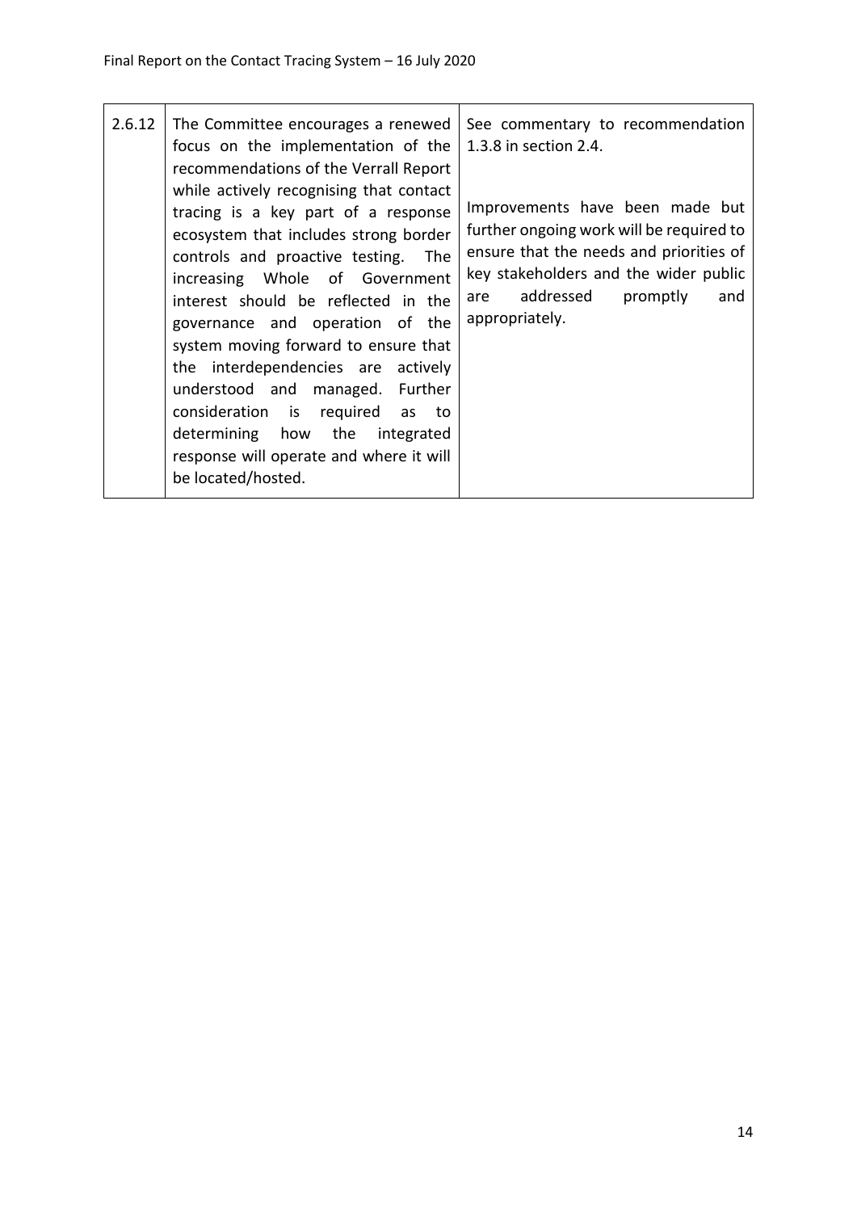| 2.6.12 | The Committee encourages a renewed focus on the implementation of the recommendations of the Verrall Report while actively recognising that contact tracing is a key part of a response ecosystem that includes strong border controls and proactive testing. The increasing Whole of Government interest should be reflected in the governance and operation of the system moving forward to ensure that the interdependencies are actively understood and managed. Further consideration is required as to determining how the integrated response will operate and where it will be located/hosted. | See commentary to recommendation 1.3.8 in section 2.4.<br><br>Improvements have been made but further ongoing work will be required to ensure that the needs and priorities of key stakeholders and the wider public are addressed promptly and appropriately. |
|---|---|---|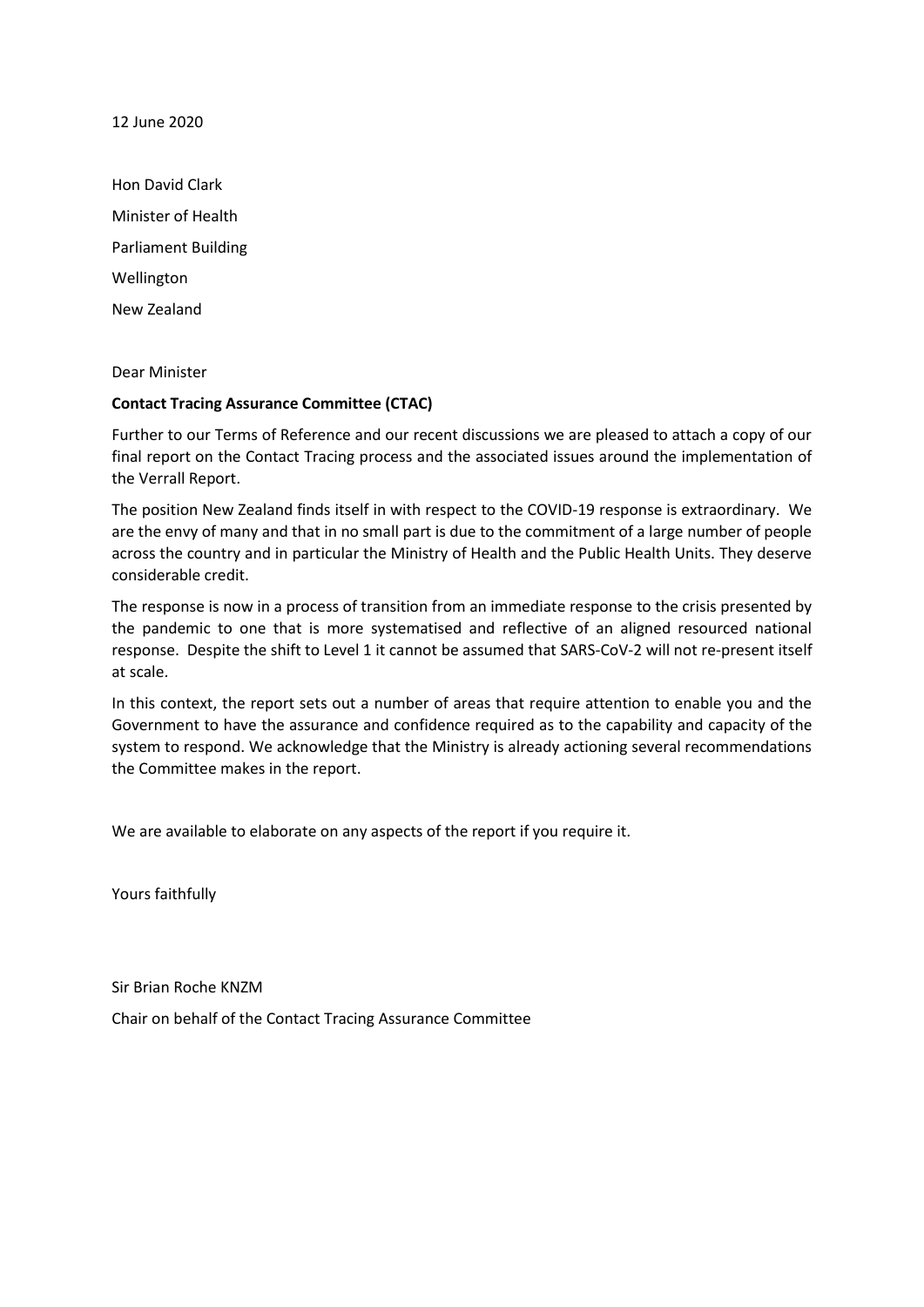12 June 2020

Hon David Clark

Minister of Health

Parliament Building

Wellington

New Zealand

Dear Minister

**Contact Tracing Assurance Committee (CTAC)**

Further to our Terms of Reference and our recent discussions we are pleased to attach a copy of our final report on the Contact Tracing process and the associated issues around the implementation of the Verrall Report.

The position New Zealand finds itself in with respect to the COVID-19 response is extraordinary. We are the envy of many and that in no small part is due to the commitment of a large number of people across the country and in particular the Ministry of Health and the Public Health Units. They deserve considerable credit.

The response is now in a process of transition from an immediate response to the crisis presented by the pandemic to one that is more systematised and reflective of an aligned resourced national response. Despite the shift to Level 1 it cannot be assumed that SARS-CoV-2 will not re-present itself at scale.

In this context, the report sets out a number of areas that require attention to enable you and the Government to have the assurance and confidence required as to the capability and capacity of the system to respond. We acknowledge that the Ministry is already actioning several recommendations the Committee makes in the report.

We are available to elaborate on any aspects of the report if you require it.

Yours faithfully

Sir Brian Roche KNZM

Chair on behalf of the Contact Tracing Assurance Committee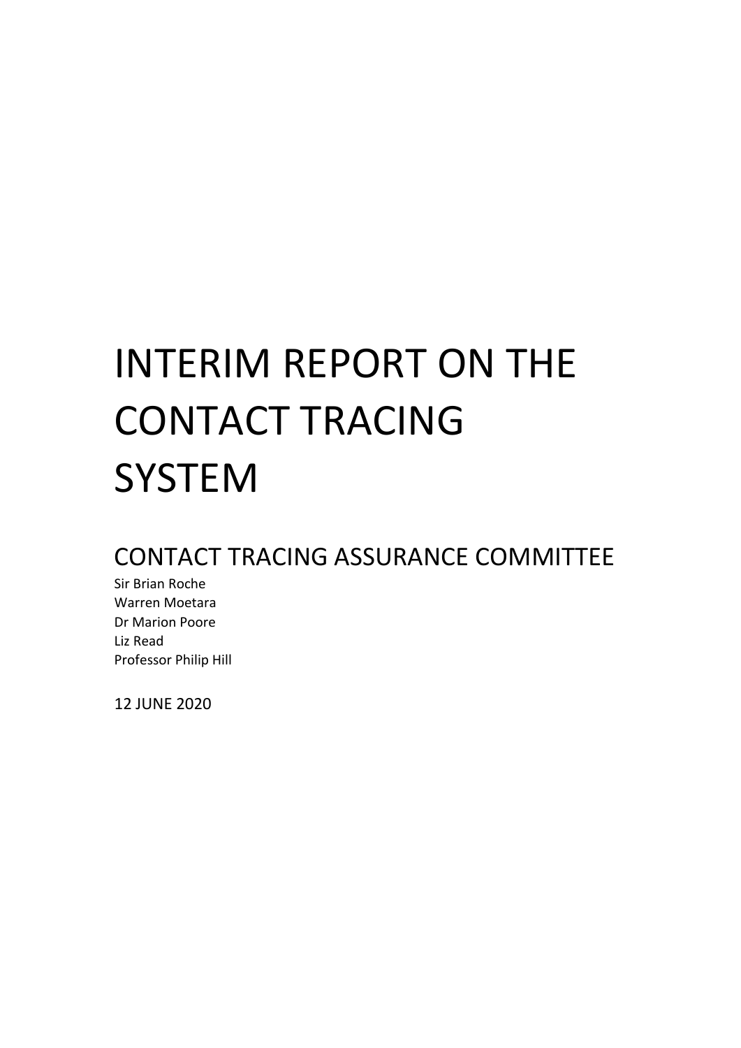# INTERIM REPORT ON THE CONTACT TRACING SYSTEM

## CONTACT TRACING ASSURANCE COMMITTEE

Sir Brian Roche
Warren Moetara
Dr Marion Poore
Liz Read
Professor Philip Hill

12 JUNE 2020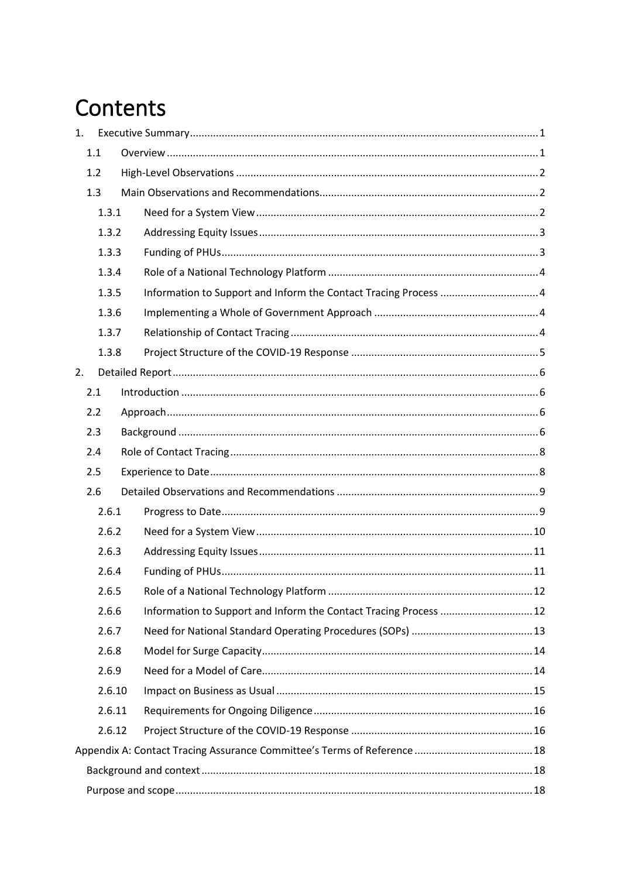# Contents

1. Executive Summary ........ 1
   - 1.1 Overview ........ 1
   - 1.2 High-Level Observations ........ 2
   - 1.3 Main Observations and Recommendations ........ 2
     - 1.3.1 Need for a System View ........ 2
     - 1.3.2 Addressing Equity Issues ........ 3
     - 1.3.3 Funding of PHUs ........ 3
     - 1.3.4 Role of a National Technology Platform ........ 4
     - 1.3.5 Information to Support and Inform the Contact Tracing Process ........ 4
     - 1.3.6 Implementing a Whole of Government Approach ........ 4
     - 1.3.7 Relationship of Contact Tracing ........ 4
     - 1.3.8 Project Structure of the COVID-19 Response ........ 5
2. Detailed Report ........ 6
   - 2.1 Introduction ........ 6
   - 2.2 Approach ........ 6
   - 2.3 Background ........ 6
   - 2.4 Role of Contact Tracing ........ 8
   - 2.5 Experience to Date ........ 8
   - 2.6 Detailed Observations and Recommendations ........ 9
     - 2.6.1 Progress to Date ........ 9
     - 2.6.2 Need for a System View ........ 10
     - 2.6.3 Addressing Equity Issues ........ 11
     - 2.6.4 Funding of PHUs ........ 11
     - 2.6.5 Role of a National Technology Platform ........ 12
     - 2.6.6 Information to Support and Inform the Contact Tracing Process ........ 12
     - 2.6.7 Need for National Standard Operating Procedures (SOPs) ........ 13
     - 2.6.8 Model for Surge Capacity ........ 14
     - 2.6.9 Need for a Model of Care ........ 14
     - 2.6.10 Impact on Business as Usual ........ 15
     - 2.6.11 Requirements for Ongoing Diligence ........ 16
     - 2.6.12 Project Structure of the COVID-19 Response ........ 16

Appendix A: Contact Tracing Assurance Committee's Terms of Reference ........ 18
- Background and context ........ 18
- Purpose and scope ........ 18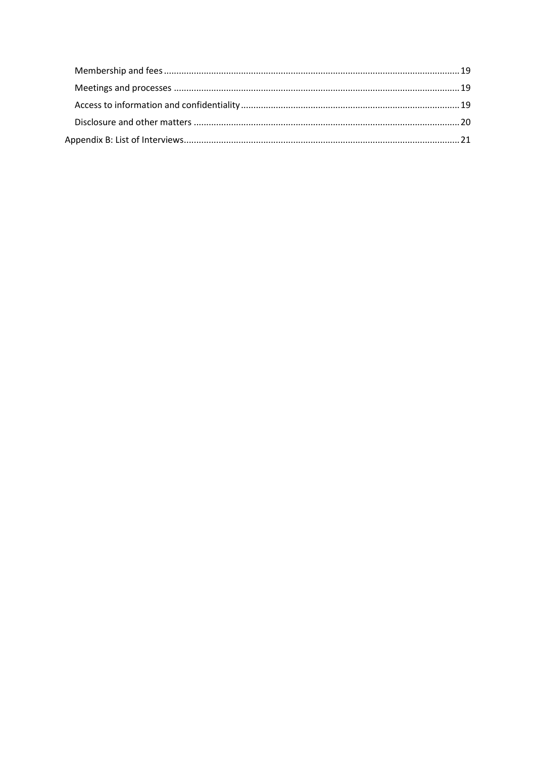- Membership and fees ............................................................ 19
- Meetings and processes ............................................................ 19
- Access to information and confidentiality ............................................................ 19
- Disclosure and other matters ............................................................ 20

Appendix B: List of Interviews ............................................................ 21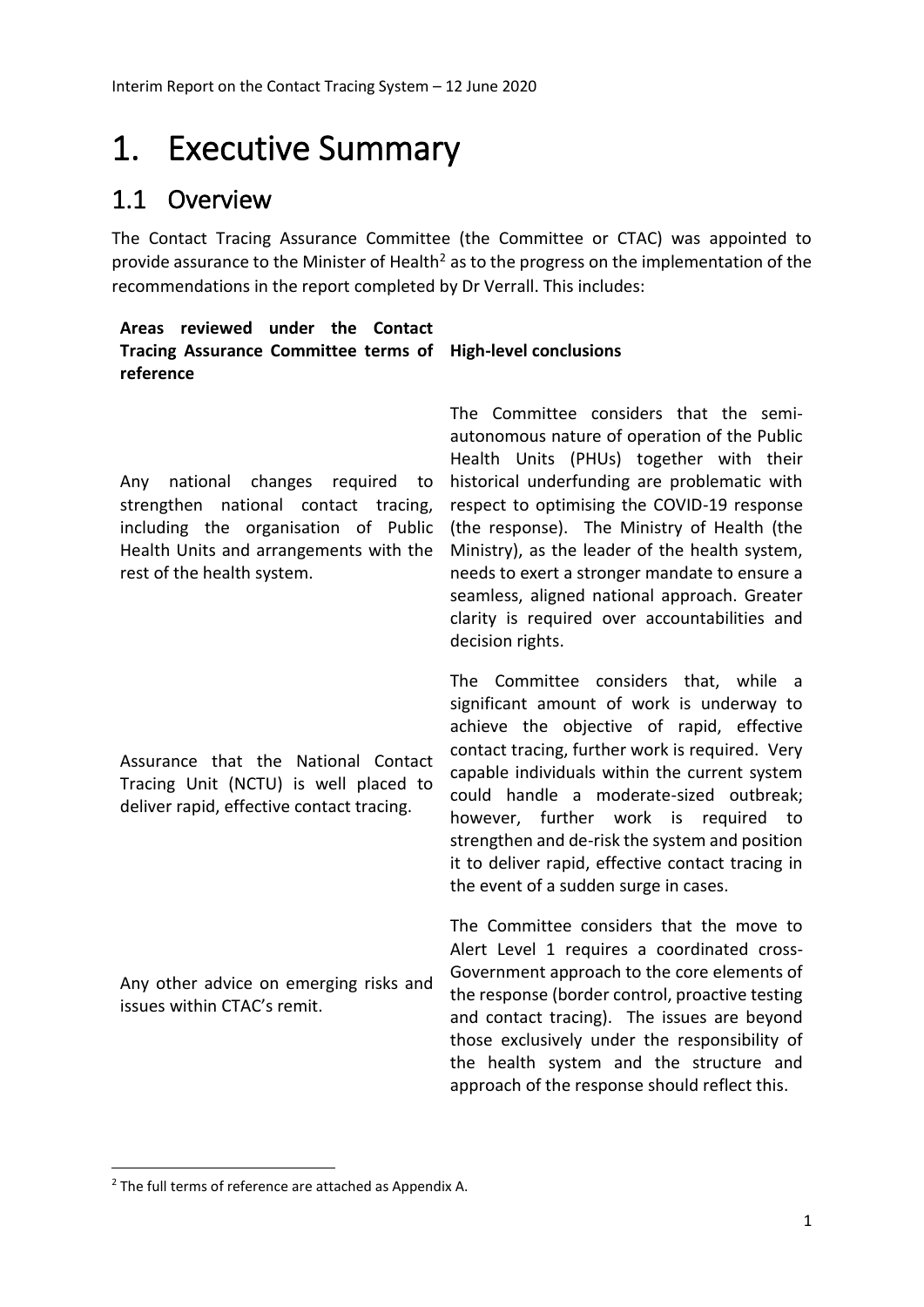# 1. Executive Summary

## 1.1 Overview

The Contact Tracing Assurance Committee (the Committee or CTAC) was appointed to provide assurance to the Minister of Health[2] as to the progress on the implementation of the recommendations in the report completed by Dr Verrall. This includes:

| Areas reviewed under the Contact Tracing Assurance Committee terms of reference | High-level conclusions |
| --- | --- |
| Any national changes required to strengthen national contact tracing, including the organisation of Public Health Units and arrangements with the rest of the health system. | The Committee considers that the semi-autonomous nature of operation of the Public Health Units (PHUs) together with their historical underfunding are problematic with respect to optimising the COVID-19 response (the response). The Ministry of Health (the Ministry), as the leader of the health system, needs to exert a stronger mandate to ensure a seamless, aligned national approach. Greater clarity is required over accountabilities and decision rights. |
| Assurance that the National Contact Tracing Unit (NCTU) is well placed to deliver rapid, effective contact tracing. | The Committee considers that, while a significant amount of work is underway to achieve the objective of rapid, effective contact tracing, further work is required. Very capable individuals within the current system could handle a moderate-sized outbreak; however, further work is required to strengthen and de-risk the system and position it to deliver rapid, effective contact tracing in the event of a sudden surge in cases. |
| Any other advice on emerging risks and issues within CTAC's remit. | The Committee considers that the move to Alert Level 1 requires a coordinated cross-Government approach to the core elements of the response (border control, proactive testing and contact tracing). The issues are beyond those exclusively under the responsibility of the health system and the structure and approach of the response should reflect this. |

[2] The full terms of reference are attached as Appendix A.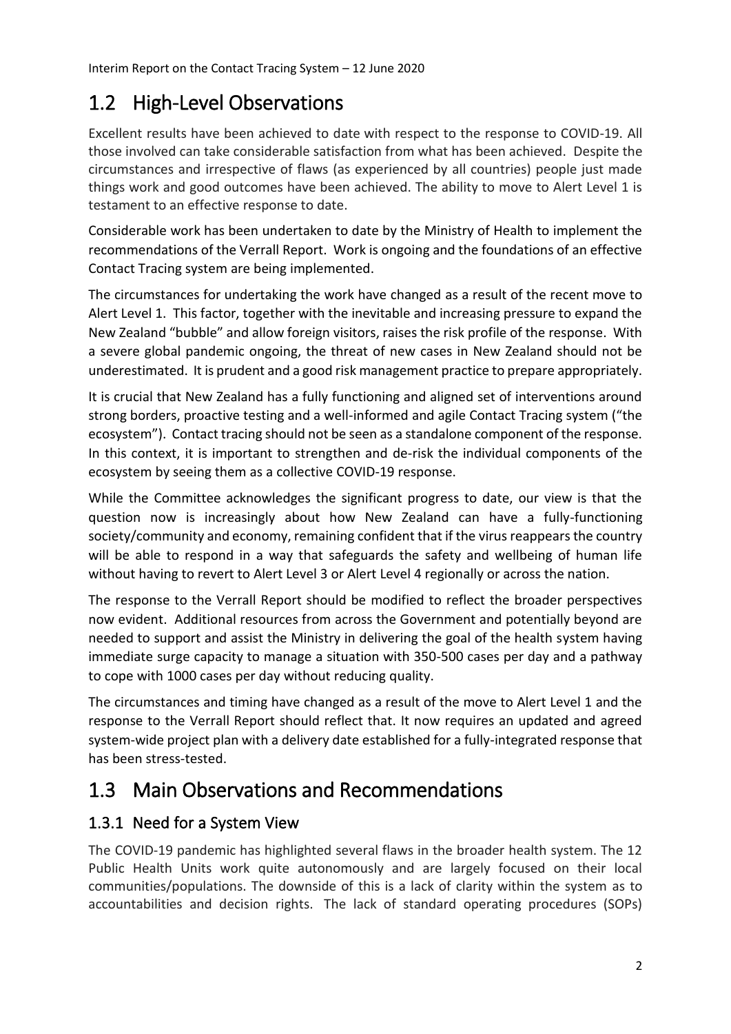## 1.2 High-Level Observations

Excellent results have been achieved to date with respect to the response to COVID-19. All those involved can take considerable satisfaction from what has been achieved. Despite the circumstances and irrespective of flaws (as experienced by all countries) people just made things work and good outcomes have been achieved. The ability to move to Alert Level 1 is testament to an effective response to date.

Considerable work has been undertaken to date by the Ministry of Health to implement the recommendations of the Verrall Report. Work is ongoing and the foundations of an effective Contact Tracing system are being implemented.

The circumstances for undertaking the work have changed as a result of the recent move to Alert Level 1. This factor, together with the inevitable and increasing pressure to expand the New Zealand "bubble" and allow foreign visitors, raises the risk profile of the response. With a severe global pandemic ongoing, the threat of new cases in New Zealand should not be underestimated. It is prudent and a good risk management practice to prepare appropriately.

It is crucial that New Zealand has a fully functioning and aligned set of interventions around strong borders, proactive testing and a well-informed and agile Contact Tracing system ("the ecosystem"). Contact tracing should not be seen as a standalone component of the response. In this context, it is important to strengthen and de-risk the individual components of the ecosystem by seeing them as a collective COVID-19 response.

While the Committee acknowledges the significant progress to date, our view is that the question now is increasingly about how New Zealand can have a fully-functioning society/community and economy, remaining confident that if the virus reappears the country will be able to respond in a way that safeguards the safety and wellbeing of human life without having to revert to Alert Level 3 or Alert Level 4 regionally or across the nation.

The response to the Verrall Report should be modified to reflect the broader perspectives now evident. Additional resources from across the Government and potentially beyond are needed to support and assist the Ministry in delivering the goal of the health system having immediate surge capacity to manage a situation with 350-500 cases per day and a pathway to cope with 1000 cases per day without reducing quality.

The circumstances and timing have changed as a result of the move to Alert Level 1 and the response to the Verrall Report should reflect that. It now requires an updated and agreed system-wide project plan with a delivery date established for a fully-integrated response that has been stress-tested.

## 1.3 Main Observations and Recommendations

### 1.3.1 Need for a System View

The COVID-19 pandemic has highlighted several flaws in the broader health system. The 12 Public Health Units work quite autonomously and are largely focused on their local communities/populations. The downside of this is a lack of clarity within the system as to accountabilities and decision rights. The lack of standard operating procedures (SOPs)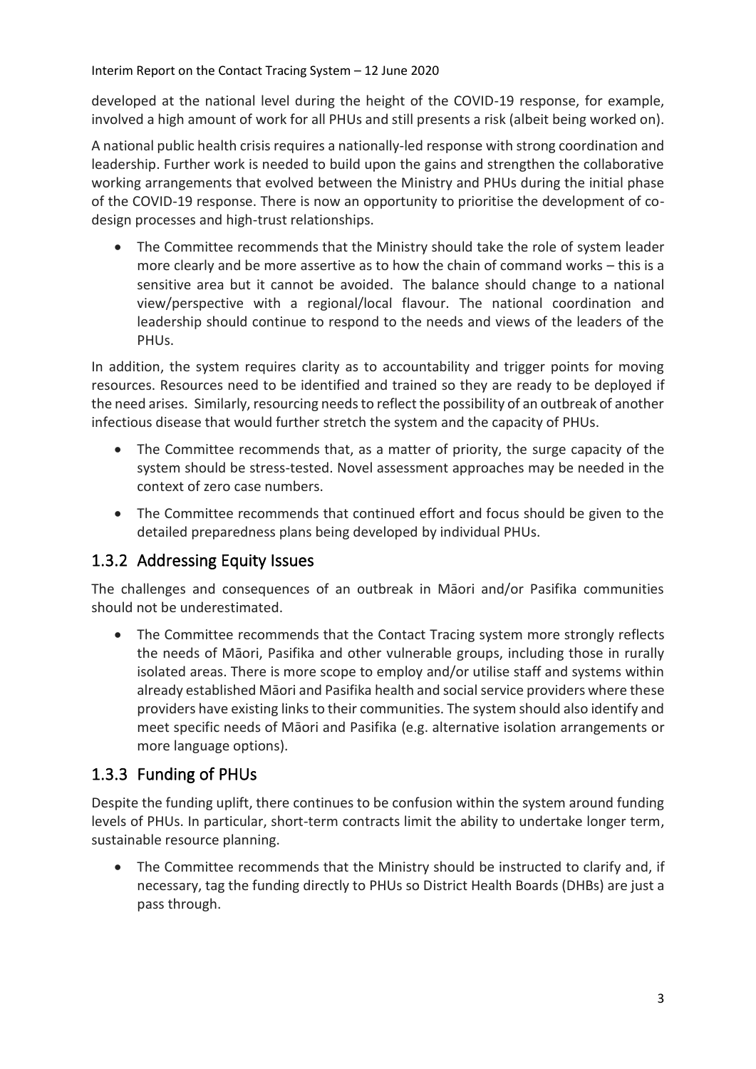developed at the national level during the height of the COVID-19 response, for example, involved a high amount of work for all PHUs and still presents a risk (albeit being worked on).

A national public health crisis requires a nationally-led response with strong coordination and leadership. Further work is needed to build upon the gains and strengthen the collaborative working arrangements that evolved between the Ministry and PHUs during the initial phase of the COVID-19 response. There is now an opportunity to prioritise the development of co-design processes and high-trust relationships.

- The Committee recommends that the Ministry should take the role of system leader more clearly and be more assertive as to how the chain of command works – this is a sensitive area but it cannot be avoided. The balance should change to a national view/perspective with a regional/local flavour. The national coordination and leadership should continue to respond to the needs and views of the leaders of the PHUs.

In addition, the system requires clarity as to accountability and trigger points for moving resources. Resources need to be identified and trained so they are ready to be deployed if the need arises. Similarly, resourcing needs to reflect the possibility of an outbreak of another infectious disease that would further stretch the system and the capacity of PHUs.

- The Committee recommends that, as a matter of priority, the surge capacity of the system should be stress-tested. Novel assessment approaches may be needed in the context of zero case numbers.
- The Committee recommends that continued effort and focus should be given to the detailed preparedness plans being developed by individual PHUs.

### 1.3.2 Addressing Equity Issues

The challenges and consequences of an outbreak in Māori and/or Pasifika communities should not be underestimated.

- The Committee recommends that the Contact Tracing system more strongly reflects the needs of Māori, Pasifika and other vulnerable groups, including those in rurally isolated areas. There is more scope to employ and/or utilise staff and systems within already established Māori and Pasifika health and social service providers where these providers have existing links to their communities. The system should also identify and meet specific needs of Māori and Pasifika (e.g. alternative isolation arrangements or more language options).

### 1.3.3 Funding of PHUs

Despite the funding uplift, there continues to be confusion within the system around funding levels of PHUs. In particular, short-term contracts limit the ability to undertake longer term, sustainable resource planning.

- The Committee recommends that the Ministry should be instructed to clarify and, if necessary, tag the funding directly to PHUs so District Health Boards (DHBs) are just a pass through.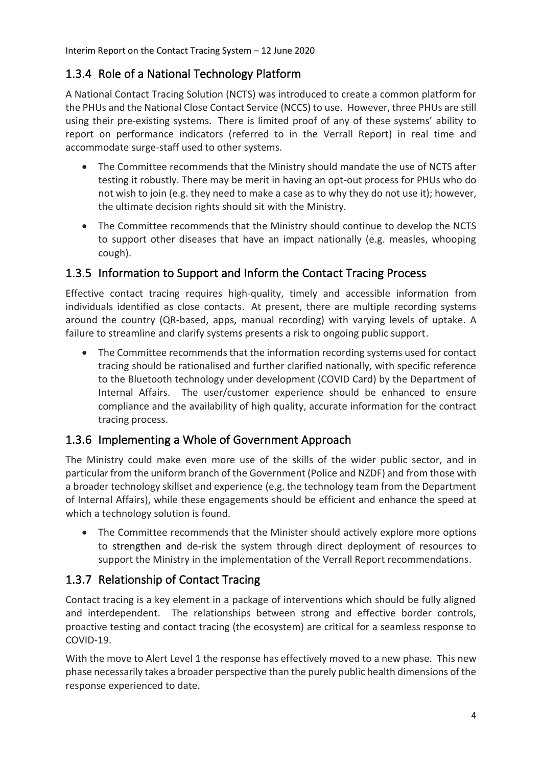## 1.3.4 Role of a National Technology Platform

A National Contact Tracing Solution (NCTS) was introduced to create a common platform for the PHUs and the National Close Contact Service (NCCS) to use. However, three PHUs are still using their pre-existing systems. There is limited proof of any of these systems' ability to report on performance indicators (referred to in the Verrall Report) in real time and accommodate surge-staff used to other systems.

- The Committee recommends that the Ministry should mandate the use of NCTS after testing it robustly. There may be merit in having an opt-out process for PHUs who do not wish to join (e.g. they need to make a case as to why they do not use it); however, the ultimate decision rights should sit with the Ministry.
- The Committee recommends that the Ministry should continue to develop the NCTS to support other diseases that have an impact nationally (e.g. measles, whooping cough).

## 1.3.5 Information to Support and Inform the Contact Tracing Process

Effective contact tracing requires high-quality, timely and accessible information from individuals identified as close contacts. At present, there are multiple recording systems around the country (QR-based, apps, manual recording) with varying levels of uptake. A failure to streamline and clarify systems presents a risk to ongoing public support.

- The Committee recommends that the information recording systems used for contact tracing should be rationalised and further clarified nationally, with specific reference to the Bluetooth technology under development (COVID Card) by the Department of Internal Affairs. The user/customer experience should be enhanced to ensure compliance and the availability of high quality, accurate information for the contract tracing process.

## 1.3.6 Implementing a Whole of Government Approach

The Ministry could make even more use of the skills of the wider public sector, and in particular from the uniform branch of the Government (Police and NZDF) and from those with a broader technology skillset and experience (e.g. the technology team from the Department of Internal Affairs), while these engagements should be efficient and enhance the speed at which a technology solution is found.

- The Committee recommends that the Minister should actively explore more options to strengthen and de-risk the system through direct deployment of resources to support the Ministry in the implementation of the Verrall Report recommendations.

## 1.3.7 Relationship of Contact Tracing

Contact tracing is a key element in a package of interventions which should be fully aligned and interdependent. The relationships between strong and effective border controls, proactive testing and contact tracing (the ecosystem) are critical for a seamless response to COVID-19.

With the move to Alert Level 1 the response has effectively moved to a new phase. This new phase necessarily takes a broader perspective than the purely public health dimensions of the response experienced to date.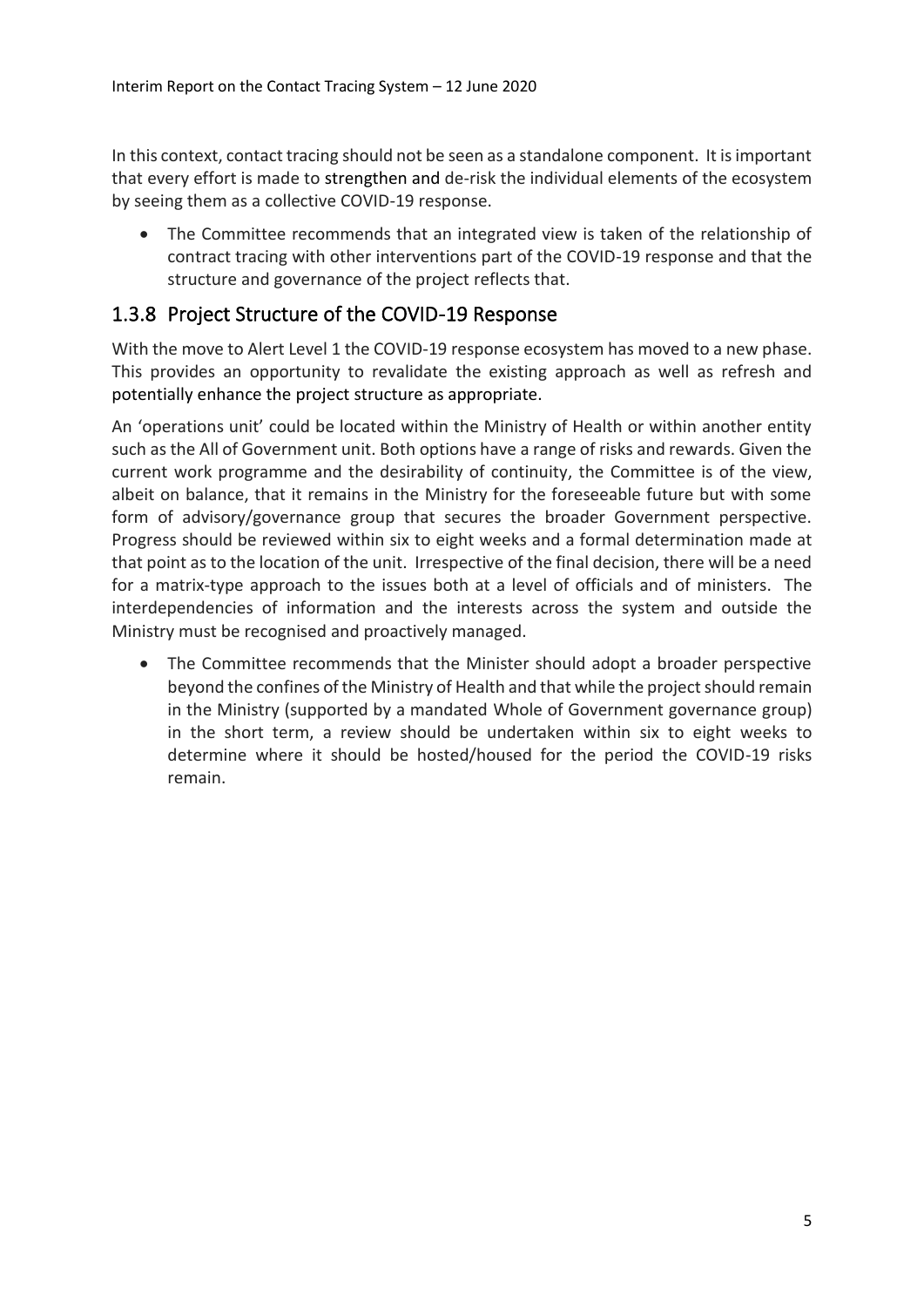In this context, contact tracing should not be seen as a standalone component. It is important that every effort is made to strengthen and de-risk the individual elements of the ecosystem by seeing them as a collective COVID-19 response.

- The Committee recommends that an integrated view is taken of the relationship of contract tracing with other interventions part of the COVID-19 response and that the structure and governance of the project reflects that.

### 1.3.8 Project Structure of the COVID-19 Response

With the move to Alert Level 1 the COVID-19 response ecosystem has moved to a new phase. This provides an opportunity to revalidate the existing approach as well as refresh and potentially enhance the project structure as appropriate.

An 'operations unit' could be located within the Ministry of Health or within another entity such as the All of Government unit. Both options have a range of risks and rewards. Given the current work programme and the desirability of continuity, the Committee is of the view, albeit on balance, that it remains in the Ministry for the foreseeable future but with some form of advisory/governance group that secures the broader Government perspective. Progress should be reviewed within six to eight weeks and a formal determination made at that point as to the location of the unit. Irrespective of the final decision, there will be a need for a matrix-type approach to the issues both at a level of officials and of ministers. The interdependencies of information and the interests across the system and outside the Ministry must be recognised and proactively managed.

- The Committee recommends that the Minister should adopt a broader perspective beyond the confines of the Ministry of Health and that while the project should remain in the Ministry (supported by a mandated Whole of Government governance group) in the short term, a review should be undertaken within six to eight weeks to determine where it should be hosted/housed for the period the COVID-19 risks remain.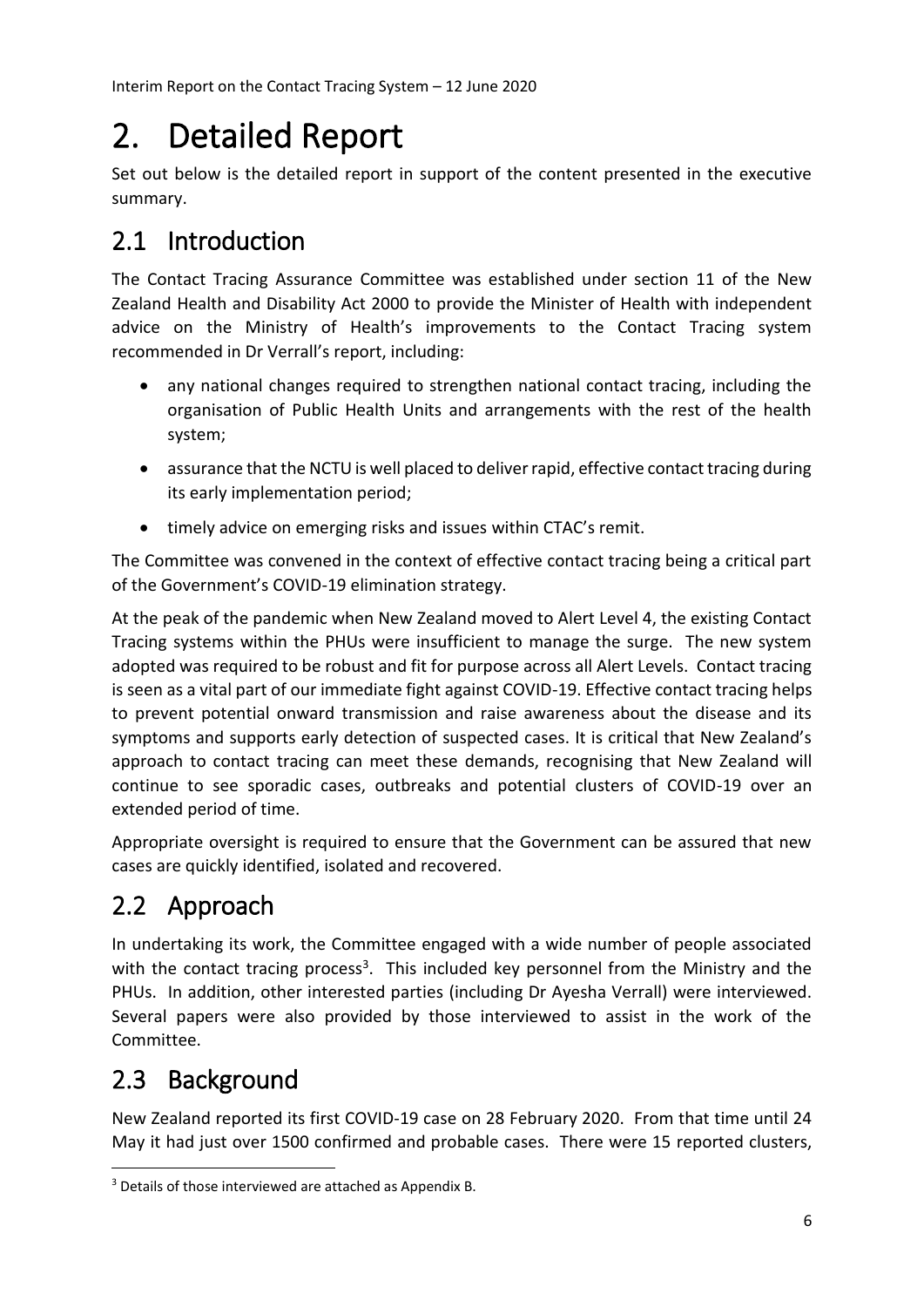# 2. Detailed Report

Set out below is the detailed report in support of the content presented in the executive summary.

## 2.1 Introduction

The Contact Tracing Assurance Committee was established under section 11 of the New Zealand Health and Disability Act 2000 to provide the Minister of Health with independent advice on the Ministry of Health's improvements to the Contact Tracing system recommended in Dr Verrall's report, including:

- any national changes required to strengthen national contact tracing, including the organisation of Public Health Units and arrangements with the rest of the health system;
- assurance that the NCTU is well placed to deliver rapid, effective contact tracing during its early implementation period;
- timely advice on emerging risks and issues within CTAC's remit.

The Committee was convened in the context of effective contact tracing being a critical part of the Government's COVID-19 elimination strategy.

At the peak of the pandemic when New Zealand moved to Alert Level 4, the existing Contact Tracing systems within the PHUs were insufficient to manage the surge. The new system adopted was required to be robust and fit for purpose across all Alert Levels. Contact tracing is seen as a vital part of our immediate fight against COVID-19. Effective contact tracing helps to prevent potential onward transmission and raise awareness about the disease and its symptoms and supports early detection of suspected cases. It is critical that New Zealand's approach to contact tracing can meet these demands, recognising that New Zealand will continue to see sporadic cases, outbreaks and potential clusters of COVID-19 over an extended period of time.

Appropriate oversight is required to ensure that the Government can be assured that new cases are quickly identified, isolated and recovered.

## 2.2 Approach

In undertaking its work, the Committee engaged with a wide number of people associated with the contact tracing process[3]. This included key personnel from the Ministry and the PHUs. In addition, other interested parties (including Dr Ayesha Verrall) were interviewed. Several papers were also provided by those interviewed to assist in the work of the Committee.

## 2.3 Background

New Zealand reported its first COVID-19 case on 28 February 2020. From that time until 24 May it had just over 1500 confirmed and probable cases. There were 15 reported clusters,

[3] Details of those interviewed are attached as Appendix B.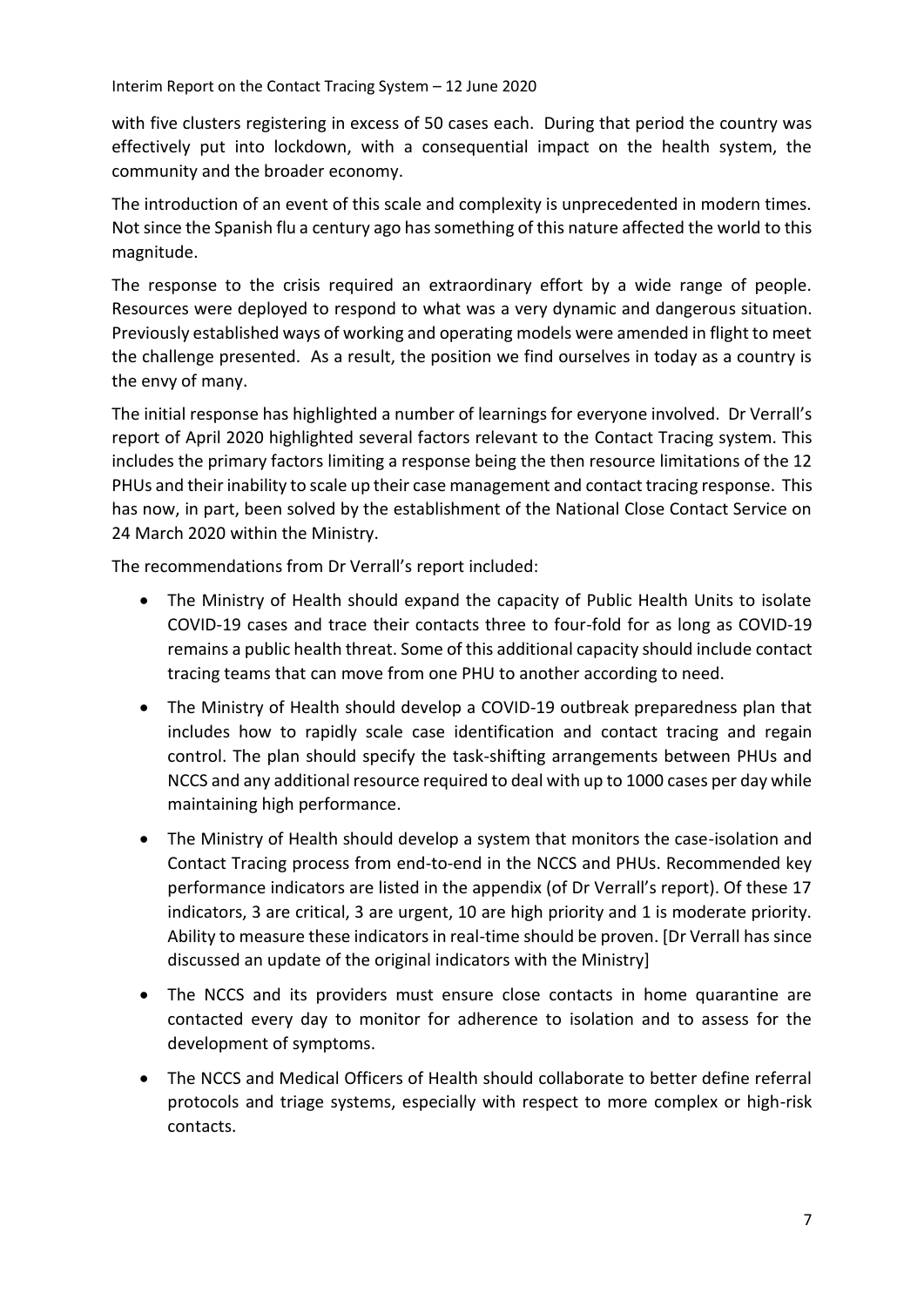with five clusters registering in excess of 50 cases each. During that period the country was effectively put into lockdown, with a consequential impact on the health system, the community and the broader economy.

The introduction of an event of this scale and complexity is unprecedented in modern times. Not since the Spanish flu a century ago has something of this nature affected the world to this magnitude.

The response to the crisis required an extraordinary effort by a wide range of people. Resources were deployed to respond to what was a very dynamic and dangerous situation. Previously established ways of working and operating models were amended in flight to meet the challenge presented. As a result, the position we find ourselves in today as a country is the envy of many.

The initial response has highlighted a number of learnings for everyone involved. Dr Verrall's report of April 2020 highlighted several factors relevant to the Contact Tracing system. This includes the primary factors limiting a response being the then resource limitations of the 12 PHUs and their inability to scale up their case management and contact tracing response. This has now, in part, been solved by the establishment of the National Close Contact Service on 24 March 2020 within the Ministry.

The recommendations from Dr Verrall's report included:

- The Ministry of Health should expand the capacity of Public Health Units to isolate COVID-19 cases and trace their contacts three to four-fold for as long as COVID-19 remains a public health threat. Some of this additional capacity should include contact tracing teams that can move from one PHU to another according to need.
- The Ministry of Health should develop a COVID-19 outbreak preparedness plan that includes how to rapidly scale case identification and contact tracing and regain control. The plan should specify the task-shifting arrangements between PHUs and NCCS and any additional resource required to deal with up to 1000 cases per day while maintaining high performance.
- The Ministry of Health should develop a system that monitors the case-isolation and Contact Tracing process from end-to-end in the NCCS and PHUs. Recommended key performance indicators are listed in the appendix (of Dr Verrall's report). Of these 17 indicators, 3 are critical, 3 are urgent, 10 are high priority and 1 is moderate priority. Ability to measure these indicators in real-time should be proven. [Dr Verrall has since discussed an update of the original indicators with the Ministry]
- The NCCS and its providers must ensure close contacts in home quarantine are contacted every day to monitor for adherence to isolation and to assess for the development of symptoms.
- The NCCS and Medical Officers of Health should collaborate to better define referral protocols and triage systems, especially with respect to more complex or high-risk contacts.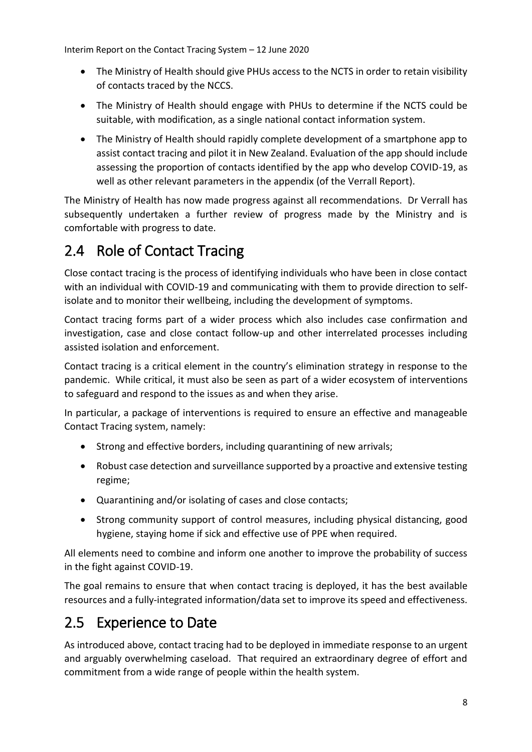- The Ministry of Health should give PHUs access to the NCTS in order to retain visibility of contacts traced by the NCCS.
- The Ministry of Health should engage with PHUs to determine if the NCTS could be suitable, with modification, as a single national contact information system.
- The Ministry of Health should rapidly complete development of a smartphone app to assist contact tracing and pilot it in New Zealand. Evaluation of the app should include assessing the proportion of contacts identified by the app who develop COVID-19, as well as other relevant parameters in the appendix (of the Verrall Report).

The Ministry of Health has now made progress against all recommendations. Dr Verrall has subsequently undertaken a further review of progress made by the Ministry and is comfortable with progress to date.

## 2.4 Role of Contact Tracing

Close contact tracing is the process of identifying individuals who have been in close contact with an individual with COVID-19 and communicating with them to provide direction to self-isolate and to monitor their wellbeing, including the development of symptoms.

Contact tracing forms part of a wider process which also includes case confirmation and investigation, case and close contact follow-up and other interrelated processes including assisted isolation and enforcement.

Contact tracing is a critical element in the country's elimination strategy in response to the pandemic. While critical, it must also be seen as part of a wider ecosystem of interventions to safeguard and respond to the issues as and when they arise.

In particular, a package of interventions is required to ensure an effective and manageable Contact Tracing system, namely:

- Strong and effective borders, including quarantining of new arrivals;
- Robust case detection and surveillance supported by a proactive and extensive testing regime;
- Quarantining and/or isolating of cases and close contacts;
- Strong community support of control measures, including physical distancing, good hygiene, staying home if sick and effective use of PPE when required.

All elements need to combine and inform one another to improve the probability of success in the fight against COVID-19.

The goal remains to ensure that when contact tracing is deployed, it has the best available resources and a fully-integrated information/data set to improve its speed and effectiveness.

## 2.5 Experience to Date

As introduced above, contact tracing had to be deployed in immediate response to an urgent and arguably overwhelming caseload. That required an extraordinary degree of effort and commitment from a wide range of people within the health system.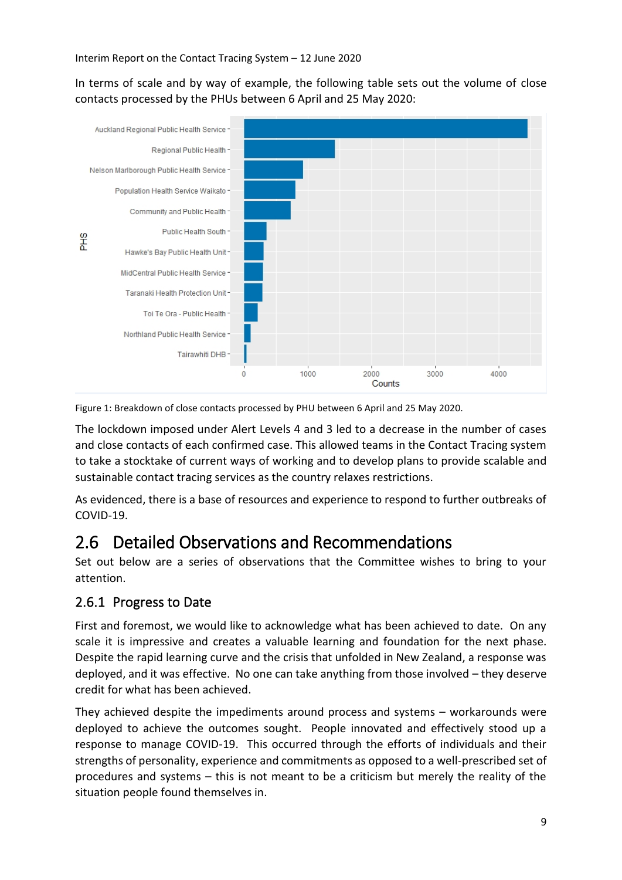In terms of scale and by way of example, the following table sets out the volume of close contacts processed by the PHUs between 6 April and 25 May 2020:

Figure 1: Breakdown of close contacts processed by PHU between 6 April and 25 May 2020.

The lockdown imposed under Alert Levels 4 and 3 led to a decrease in the number of cases and close contacts of each confirmed case. This allowed teams in the Contact Tracing system to take a stocktake of current ways of working and to develop plans to provide scalable and sustainable contact tracing services as the country relaxes restrictions.

As evidenced, there is a base of resources and experience to respond to further outbreaks of COVID-19.

## 2.6 Detailed Observations and Recommendations

Set out below are a series of observations that the Committee wishes to bring to your attention.

### 2.6.1 Progress to Date

First and foremost, we would like to acknowledge what has been achieved to date. On any scale it is impressive and creates a valuable learning and foundation for the next phase. Despite the rapid learning curve and the crisis that unfolded in New Zealand, a response was deployed, and it was effective. No one can take anything from those involved – they deserve credit for what has been achieved.

They achieved despite the impediments around process and systems – workarounds were deployed to achieve the outcomes sought. People innovated and effectively stood up a response to manage COVID-19. This occurred through the efforts of individuals and their strengths of personality, experience and commitments as opposed to a well-prescribed set of procedures and systems – this is not meant to be a criticism but merely the reality of the situation people found themselves in.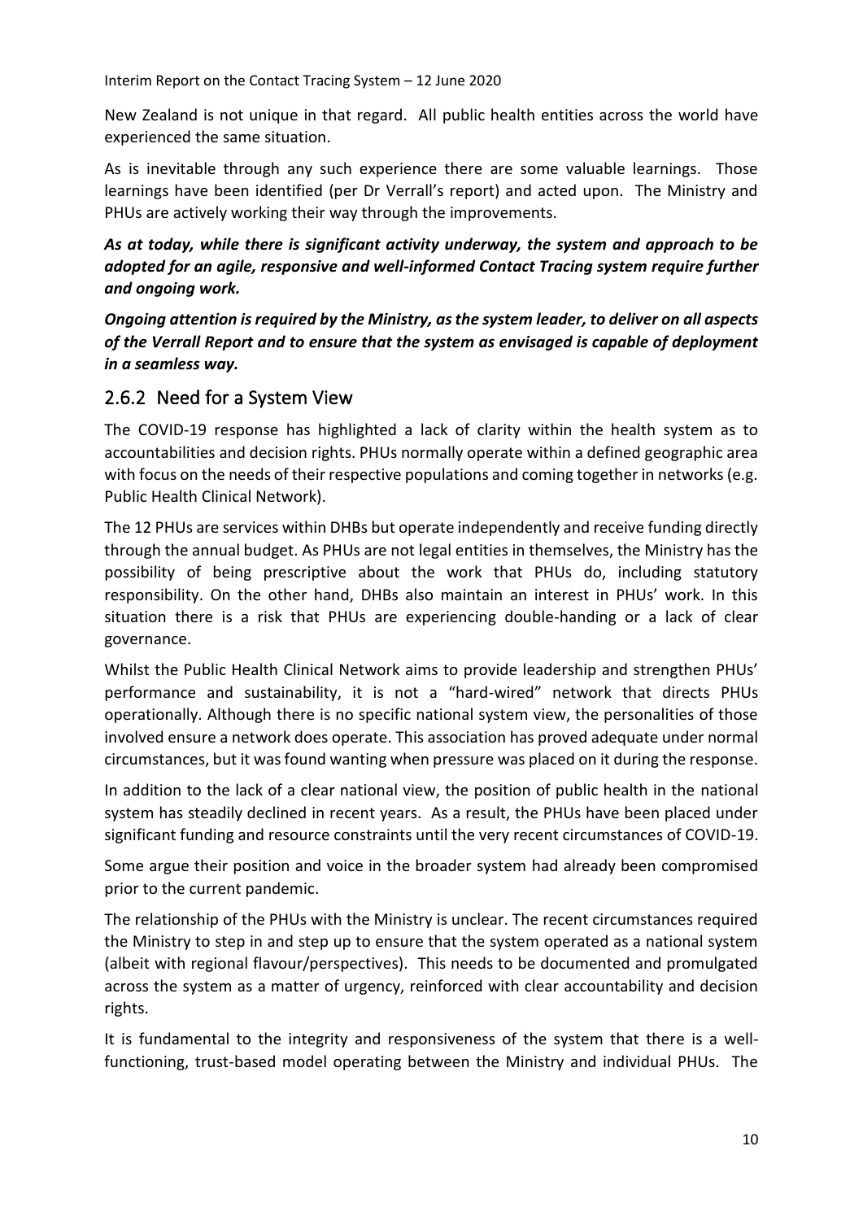New Zealand is not unique in that regard. All public health entities across the world have experienced the same situation.

As is inevitable through any such experience there are some valuable learnings. Those learnings have been identified (per Dr Verrall's report) and acted upon. The Ministry and PHUs are actively working their way through the improvements.

***As at today, while there is significant activity underway, the system and approach to be adopted for an agile, responsive and well-informed Contact Tracing system require further and ongoing work.***

***Ongoing attention is required by the Ministry, as the system leader, to deliver on all aspects of the Verrall Report and to ensure that the system as envisaged is capable of deployment in a seamless way.***

### 2.6.2 Need for a System View

The COVID-19 response has highlighted a lack of clarity within the health system as to accountabilities and decision rights. PHUs normally operate within a defined geographic area with focus on the needs of their respective populations and coming together in networks (e.g. Public Health Clinical Network).

The 12 PHUs are services within DHBs but operate independently and receive funding directly through the annual budget. As PHUs are not legal entities in themselves, the Ministry has the possibility of being prescriptive about the work that PHUs do, including statutory responsibility. On the other hand, DHBs also maintain an interest in PHUs' work. In this situation there is a risk that PHUs are experiencing double-handing or a lack of clear governance.

Whilst the Public Health Clinical Network aims to provide leadership and strengthen PHUs' performance and sustainability, it is not a "hard-wired" network that directs PHUs operationally. Although there is no specific national system view, the personalities of those involved ensure a network does operate. This association has proved adequate under normal circumstances, but it was found wanting when pressure was placed on it during the response.

In addition to the lack of a clear national view, the position of public health in the national system has steadily declined in recent years. As a result, the PHUs have been placed under significant funding and resource constraints until the very recent circumstances of COVID-19.

Some argue their position and voice in the broader system had already been compromised prior to the current pandemic.

The relationship of the PHUs with the Ministry is unclear. The recent circumstances required the Ministry to step in and step up to ensure that the system operated as a national system (albeit with regional flavour/perspectives). This needs to be documented and promulgated across the system as a matter of urgency, reinforced with clear accountability and decision rights.

It is fundamental to the integrity and responsiveness of the system that there is a well-functioning, trust-based model operating between the Ministry and individual PHUs. The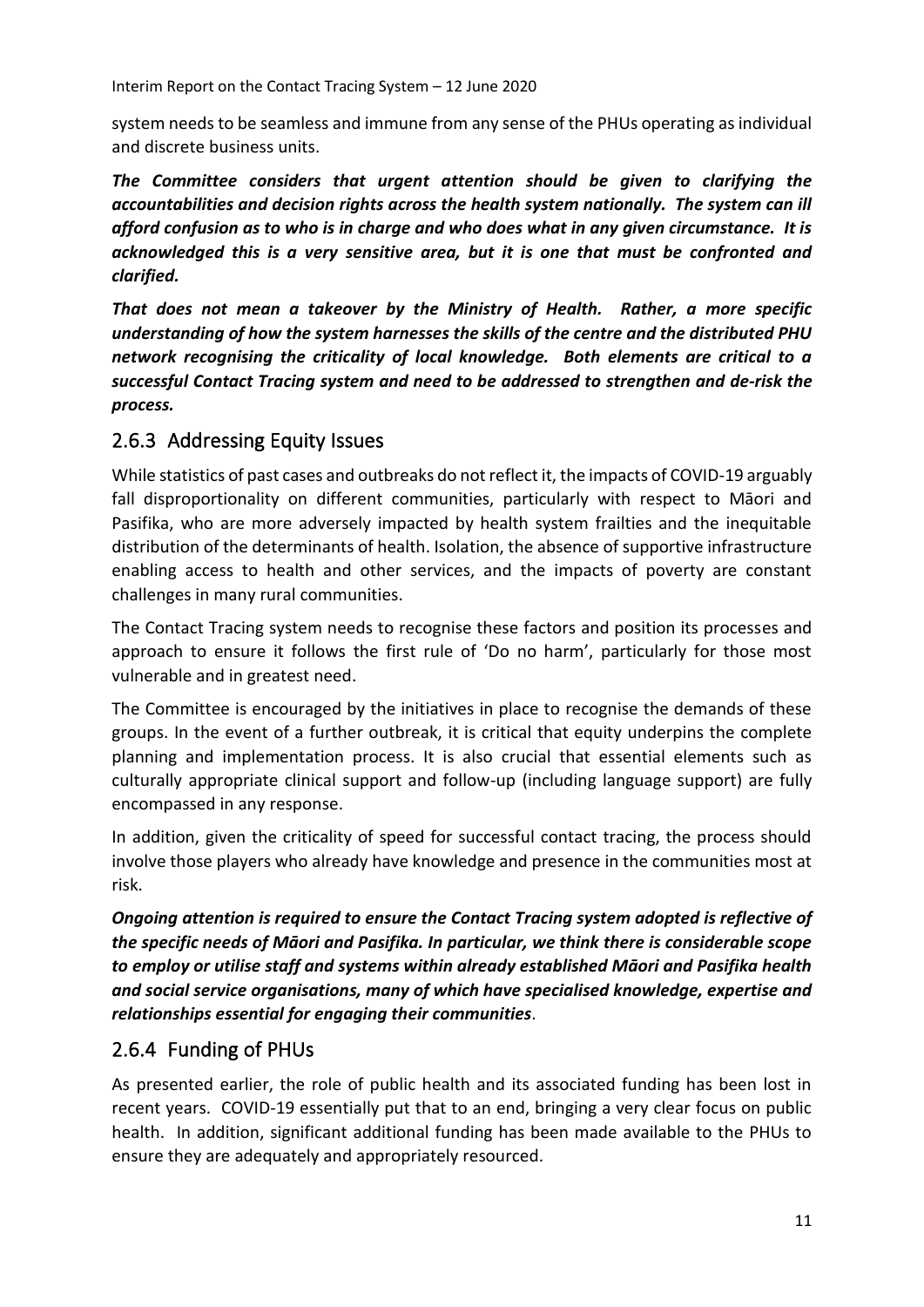system needs to be seamless and immune from any sense of the PHUs operating as individual and discrete business units.

***The Committee considers that urgent attention should be given to clarifying the accountabilities and decision rights across the health system nationally. The system can ill afford confusion as to who is in charge and who does what in any given circumstance. It is acknowledged this is a very sensitive area, but it is one that must be confronted and clarified.***

***That does not mean a takeover by the Ministry of Health. Rather, a more specific understanding of how the system harnesses the skills of the centre and the distributed PHU network recognising the criticality of local knowledge. Both elements are critical to a successful Contact Tracing system and need to be addressed to strengthen and de-risk the process.***

### 2.6.3 Addressing Equity Issues

While statistics of past cases and outbreaks do not reflect it, the impacts of COVID-19 arguably fall disproportionality on different communities, particularly with respect to Māori and Pasifika, who are more adversely impacted by health system frailties and the inequitable distribution of the determinants of health. Isolation, the absence of supportive infrastructure enabling access to health and other services, and the impacts of poverty are constant challenges in many rural communities.

The Contact Tracing system needs to recognise these factors and position its processes and approach to ensure it follows the first rule of 'Do no harm', particularly for those most vulnerable and in greatest need.

The Committee is encouraged by the initiatives in place to recognise the demands of these groups. In the event of a further outbreak, it is critical that equity underpins the complete planning and implementation process. It is also crucial that essential elements such as culturally appropriate clinical support and follow-up (including language support) are fully encompassed in any response.

In addition, given the criticality of speed for successful contact tracing, the process should involve those players who already have knowledge and presence in the communities most at risk.

***Ongoing attention is required to ensure the Contact Tracing system adopted is reflective of the specific needs of Māori and Pasifika. In particular, we think there is considerable scope to employ or utilise staff and systems within already established Māori and Pasifika health and social service organisations, many of which have specialised knowledge, expertise and relationships essential for engaging their communities***.

### 2.6.4 Funding of PHUs

As presented earlier, the role of public health and its associated funding has been lost in recent years. COVID-19 essentially put that to an end, bringing a very clear focus on public health. In addition, significant additional funding has been made available to the PHUs to ensure they are adequately and appropriately resourced.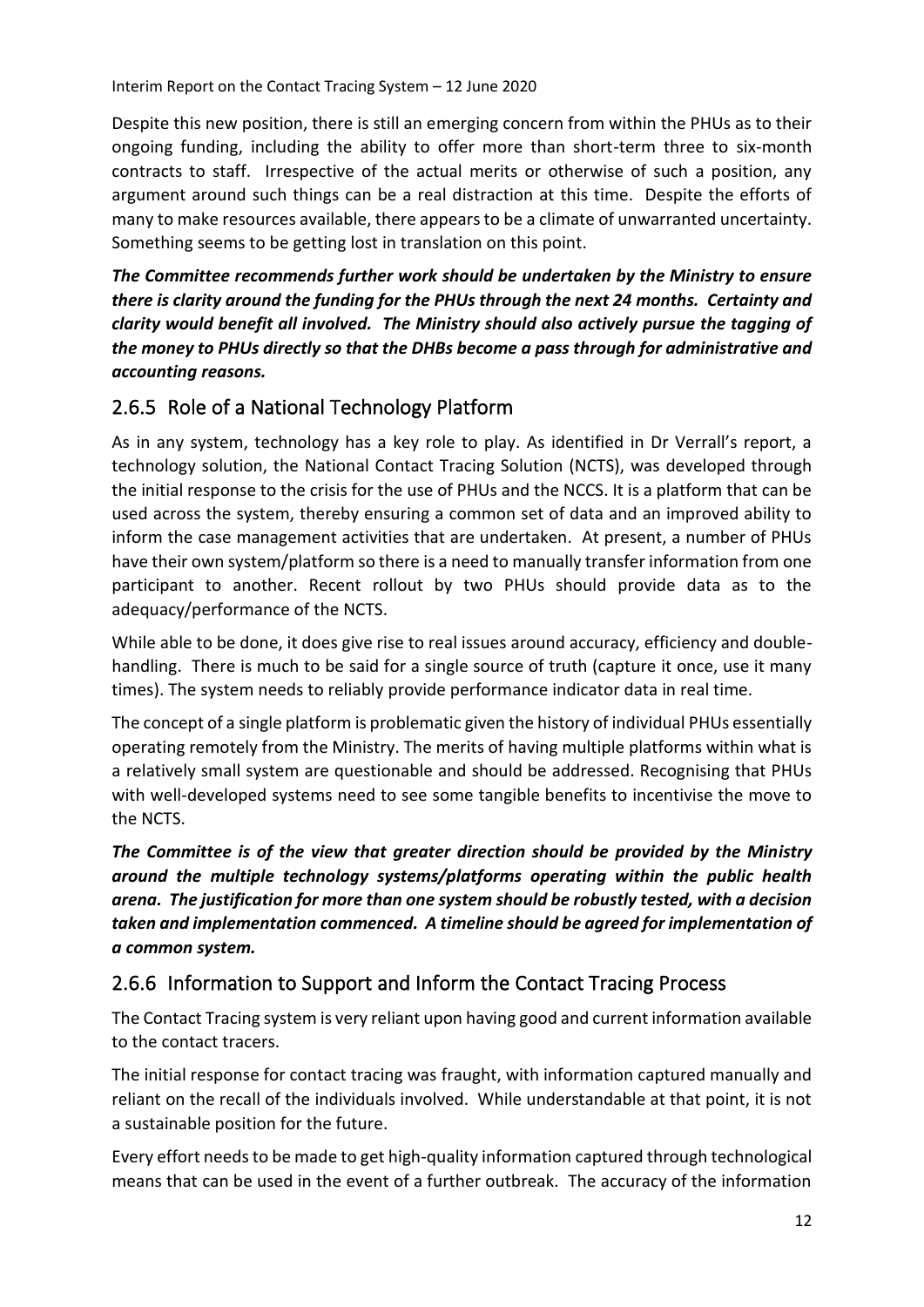Despite this new position, there is still an emerging concern from within the PHUs as to their ongoing funding, including the ability to offer more than short-term three to six-month contracts to staff. Irrespective of the actual merits or otherwise of such a position, any argument around such things can be a real distraction at this time. Despite the efforts of many to make resources available, there appears to be a climate of unwarranted uncertainty. Something seems to be getting lost in translation on this point.

***The Committee recommends further work should be undertaken by the Ministry to ensure there is clarity around the funding for the PHUs through the next 24 months. Certainty and clarity would benefit all involved. The Ministry should also actively pursue the tagging of the money to PHUs directly so that the DHBs become a pass through for administrative and accounting reasons.***

## 2.6.5 Role of a National Technology Platform

As in any system, technology has a key role to play. As identified in Dr Verrall's report, a technology solution, the National Contact Tracing Solution (NCTS), was developed through the initial response to the crisis for the use of PHUs and the NCCS. It is a platform that can be used across the system, thereby ensuring a common set of data and an improved ability to inform the case management activities that are undertaken. At present, a number of PHUs have their own system/platform so there is a need to manually transfer information from one participant to another. Recent rollout by two PHUs should provide data as to the adequacy/performance of the NCTS.

While able to be done, it does give rise to real issues around accuracy, efficiency and double-handling. There is much to be said for a single source of truth (capture it once, use it many times). The system needs to reliably provide performance indicator data in real time.

The concept of a single platform is problematic given the history of individual PHUs essentially operating remotely from the Ministry. The merits of having multiple platforms within what is a relatively small system are questionable and should be addressed. Recognising that PHUs with well-developed systems need to see some tangible benefits to incentivise the move to the NCTS.

***The Committee is of the view that greater direction should be provided by the Ministry around the multiple technology systems/platforms operating within the public health arena. The justification for more than one system should be robustly tested, with a decision taken and implementation commenced. A timeline should be agreed for implementation of a common system.***

## 2.6.6 Information to Support and Inform the Contact Tracing Process

The Contact Tracing system is very reliant upon having good and current information available to the contact tracers.

The initial response for contact tracing was fraught, with information captured manually and reliant on the recall of the individuals involved. While understandable at that point, it is not a sustainable position for the future.

Every effort needs to be made to get high-quality information captured through technological means that can be used in the event of a further outbreak. The accuracy of the information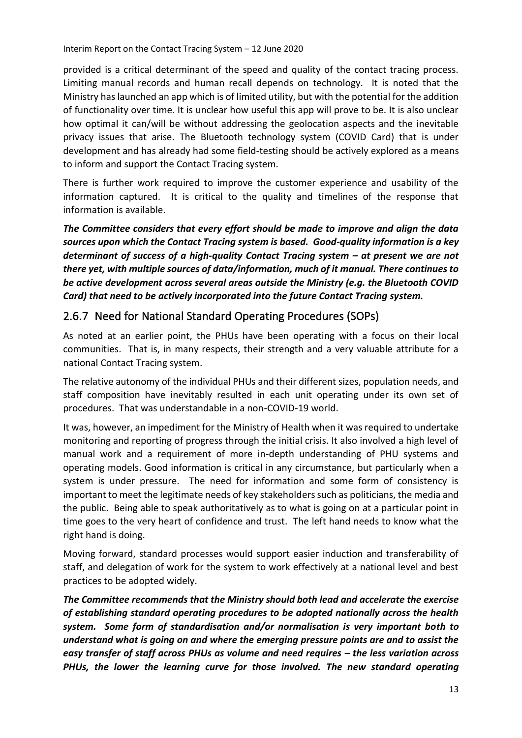provided is a critical determinant of the speed and quality of the contact tracing process. Limiting manual records and human recall depends on technology. It is noted that the Ministry has launched an app which is of limited utility, but with the potential for the addition of functionality over time. It is unclear how useful this app will prove to be. It is also unclear how optimal it can/will be without addressing the geolocation aspects and the inevitable privacy issues that arise. The Bluetooth technology system (COVID Card) that is under development and has already had some field-testing should be actively explored as a means to inform and support the Contact Tracing system.

There is further work required to improve the customer experience and usability of the information captured. It is critical to the quality and timelines of the response that information is available.

***The Committee considers that every effort should be made to improve and align the data sources upon which the Contact Tracing system is based. Good-quality information is a key determinant of success of a high-quality Contact Tracing system – at present we are not there yet, with multiple sources of data/information, much of it manual. There continues to be active development across several areas outside the Ministry (e.g. the Bluetooth COVID Card) that need to be actively incorporated into the future Contact Tracing system.***

### 2.6.7 Need for National Standard Operating Procedures (SOPs)

As noted at an earlier point, the PHUs have been operating with a focus on their local communities. That is, in many respects, their strength and a very valuable attribute for a national Contact Tracing system.

The relative autonomy of the individual PHUs and their different sizes, population needs, and staff composition have inevitably resulted in each unit operating under its own set of procedures. That was understandable in a non-COVID-19 world.

It was, however, an impediment for the Ministry of Health when it was required to undertake monitoring and reporting of progress through the initial crisis. It also involved a high level of manual work and a requirement of more in-depth understanding of PHU systems and operating models. Good information is critical in any circumstance, but particularly when a system is under pressure. The need for information and some form of consistency is important to meet the legitimate needs of key stakeholders such as politicians, the media and the public. Being able to speak authoritatively as to what is going on at a particular point in time goes to the very heart of confidence and trust. The left hand needs to know what the right hand is doing.

Moving forward, standard processes would support easier induction and transferability of staff, and delegation of work for the system to work effectively at a national level and best practices to be adopted widely.

***The Committee recommends that the Ministry should both lead and accelerate the exercise of establishing standard operating procedures to be adopted nationally across the health system. Some form of standardisation and/or normalisation is very important both to understand what is going on and where the emerging pressure points are and to assist the easy transfer of staff across PHUs as volume and need requires – the less variation across PHUs, the lower the learning curve for those involved. The new standard operating***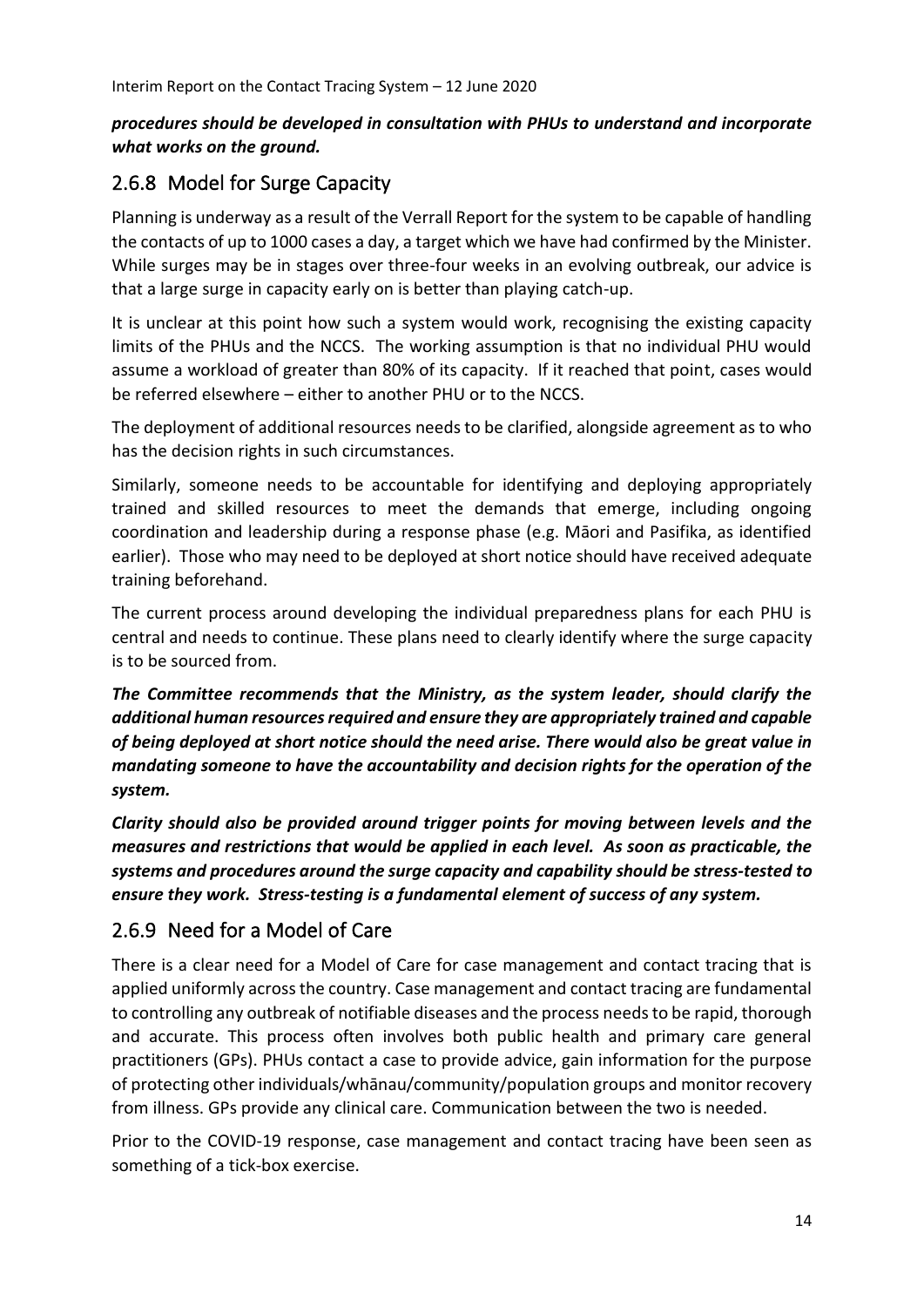***procedures should be developed in consultation with PHUs to understand and incorporate what works on the ground.***

### 2.6.8 Model for Surge Capacity

Planning is underway as a result of the Verrall Report for the system to be capable of handling the contacts of up to 1000 cases a day, a target which we have had confirmed by the Minister. While surges may be in stages over three-four weeks in an evolving outbreak, our advice is that a large surge in capacity early on is better than playing catch-up.

It is unclear at this point how such a system would work, recognising the existing capacity limits of the PHUs and the NCCS. The working assumption is that no individual PHU would assume a workload of greater than 80% of its capacity. If it reached that point, cases would be referred elsewhere – either to another PHU or to the NCCS.

The deployment of additional resources needs to be clarified, alongside agreement as to who has the decision rights in such circumstances.

Similarly, someone needs to be accountable for identifying and deploying appropriately trained and skilled resources to meet the demands that emerge, including ongoing coordination and leadership during a response phase (e.g. Māori and Pasifika, as identified earlier). Those who may need to be deployed at short notice should have received adequate training beforehand.

The current process around developing the individual preparedness plans for each PHU is central and needs to continue. These plans need to clearly identify where the surge capacity is to be sourced from.

***The Committee recommends that the Ministry, as the system leader, should clarify the additional human resources required and ensure they are appropriately trained and capable of being deployed at short notice should the need arise. There would also be great value in mandating someone to have the accountability and decision rights for the operation of the system.***

***Clarity should also be provided around trigger points for moving between levels and the measures and restrictions that would be applied in each level. As soon as practicable, the systems and procedures around the surge capacity and capability should be stress-tested to ensure they work. Stress-testing is a fundamental element of success of any system.***

### 2.6.9 Need for a Model of Care

There is a clear need for a Model of Care for case management and contact tracing that is applied uniformly across the country. Case management and contact tracing are fundamental to controlling any outbreak of notifiable diseases and the process needs to be rapid, thorough and accurate. This process often involves both public health and primary care general practitioners (GPs). PHUs contact a case to provide advice, gain information for the purpose of protecting other individuals/whānau/community/population groups and monitor recovery from illness. GPs provide any clinical care. Communication between the two is needed.

Prior to the COVID-19 response, case management and contact tracing have been seen as something of a tick-box exercise.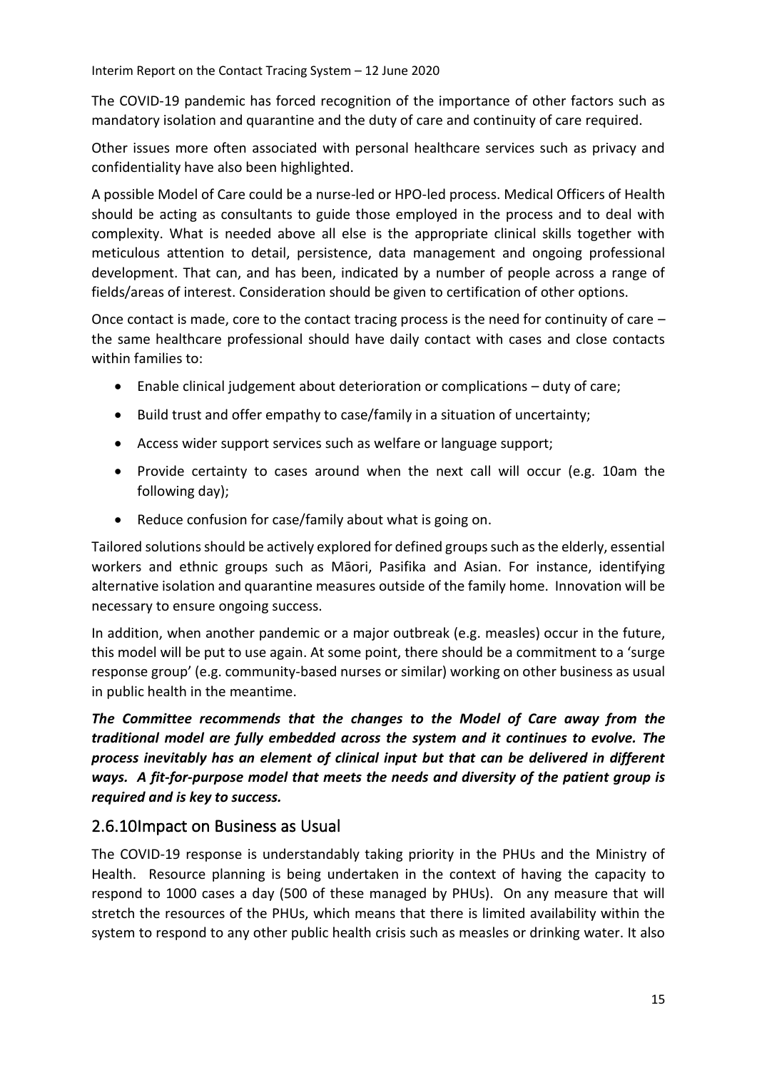The COVID-19 pandemic has forced recognition of the importance of other factors such as mandatory isolation and quarantine and the duty of care and continuity of care required.

Other issues more often associated with personal healthcare services such as privacy and confidentiality have also been highlighted.

A possible Model of Care could be a nurse-led or HPO-led process. Medical Officers of Health should be acting as consultants to guide those employed in the process and to deal with complexity. What is needed above all else is the appropriate clinical skills together with meticulous attention to detail, persistence, data management and ongoing professional development. That can, and has been, indicated by a number of people across a range of fields/areas of interest. Consideration should be given to certification of other options.

Once contact is made, core to the contact tracing process is the need for continuity of care – the same healthcare professional should have daily contact with cases and close contacts within families to:

- Enable clinical judgement about deterioration or complications – duty of care;
- Build trust and offer empathy to case/family in a situation of uncertainty;
- Access wider support services such as welfare or language support;
- Provide certainty to cases around when the next call will occur (e.g. 10am the following day);
- Reduce confusion for case/family about what is going on.

Tailored solutions should be actively explored for defined groups such as the elderly, essential workers and ethnic groups such as Māori, Pasifika and Asian. For instance, identifying alternative isolation and quarantine measures outside of the family home. Innovation will be necessary to ensure ongoing success.

In addition, when another pandemic or a major outbreak (e.g. measles) occur in the future, this model will be put to use again. At some point, there should be a commitment to a 'surge response group' (e.g. community-based nurses or similar) working on other business as usual in public health in the meantime.

***The Committee recommends that the changes to the Model of Care away from the traditional model are fully embedded across the system and it continues to evolve. The process inevitably has an element of clinical input but that can be delivered in different ways. A fit-for-purpose model that meets the needs and diversity of the patient group is required and is key to success.***

### 2.6.10 Impact on Business as Usual

The COVID-19 response is understandably taking priority in the PHUs and the Ministry of Health. Resource planning is being undertaken in the context of having the capacity to respond to 1000 cases a day (500 of these managed by PHUs). On any measure that will stretch the resources of the PHUs, which means that there is limited availability within the system to respond to any other public health crisis such as measles or drinking water. It also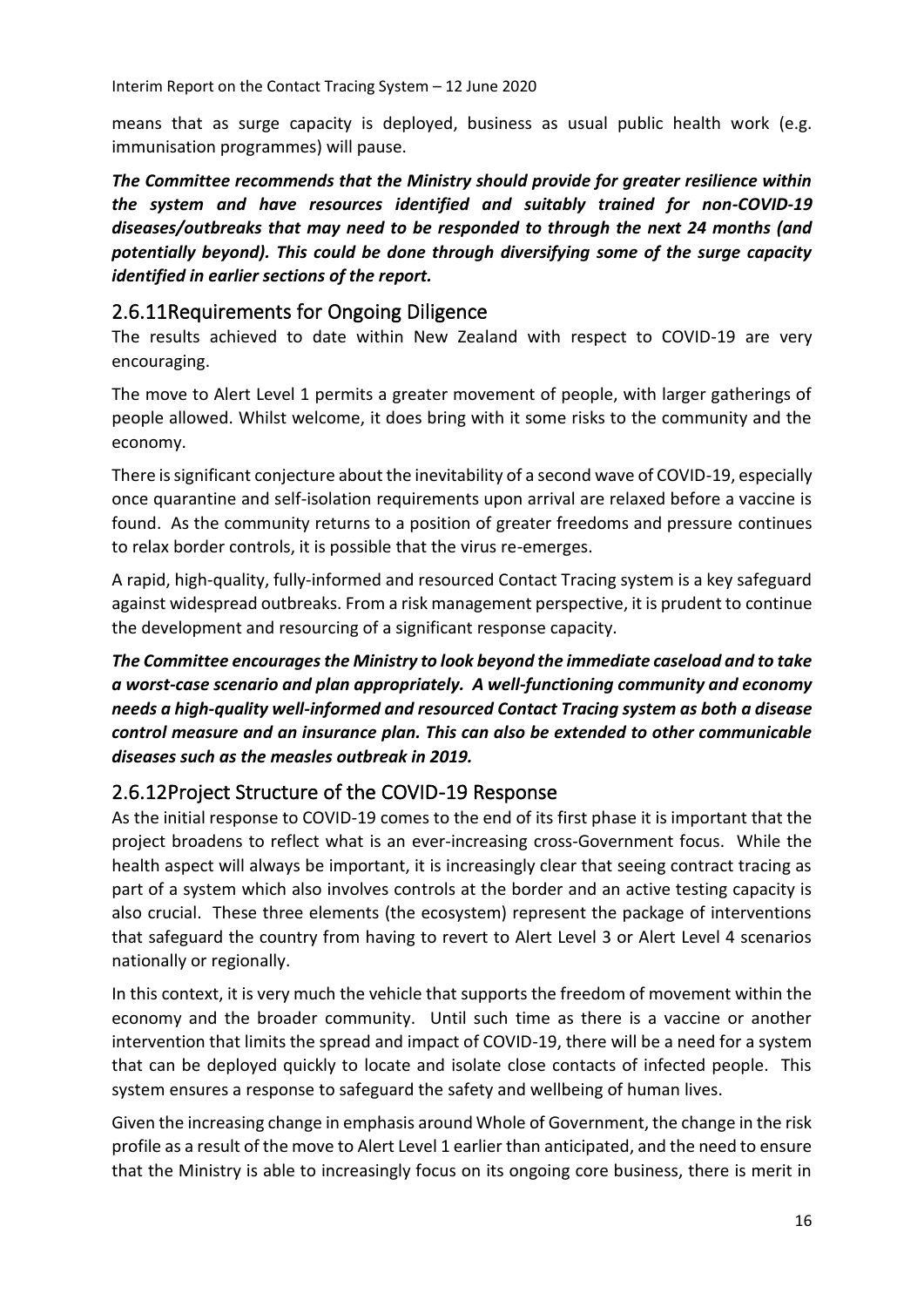means that as surge capacity is deployed, business as usual public health work (e.g. immunisation programmes) will pause.

***The Committee recommends that the Ministry should provide for greater resilience within the system and have resources identified and suitably trained for non-COVID-19 diseases/outbreaks that may need to be responded to through the next 24 months (and potentially beyond). This could be done through diversifying some of the surge capacity identified in earlier sections of the report.***

## 2.6.11 Requirements for Ongoing Diligence

The results achieved to date within New Zealand with respect to COVID-19 are very encouraging.

The move to Alert Level 1 permits a greater movement of people, with larger gatherings of people allowed. Whilst welcome, it does bring with it some risks to the community and the economy.

There is significant conjecture about the inevitability of a second wave of COVID-19, especially once quarantine and self-isolation requirements upon arrival are relaxed before a vaccine is found. As the community returns to a position of greater freedoms and pressure continues to relax border controls, it is possible that the virus re-emerges.

A rapid, high-quality, fully-informed and resourced Contact Tracing system is a key safeguard against widespread outbreaks. From a risk management perspective, it is prudent to continue the development and resourcing of a significant response capacity.

***The Committee encourages the Ministry to look beyond the immediate caseload and to take a worst-case scenario and plan appropriately. A well-functioning community and economy needs a high-quality well-informed and resourced Contact Tracing system as both a disease control measure and an insurance plan. This can also be extended to other communicable diseases such as the measles outbreak in 2019.***

## 2.6.12 Project Structure of the COVID-19 Response

As the initial response to COVID-19 comes to the end of its first phase it is important that the project broadens to reflect what is an ever-increasing cross-Government focus. While the health aspect will always be important, it is increasingly clear that seeing contract tracing as part of a system which also involves controls at the border and an active testing capacity is also crucial. These three elements (the ecosystem) represent the package of interventions that safeguard the country from having to revert to Alert Level 3 or Alert Level 4 scenarios nationally or regionally.

In this context, it is very much the vehicle that supports the freedom of movement within the economy and the broader community. Until such time as there is a vaccine or another intervention that limits the spread and impact of COVID-19, there will be a need for a system that can be deployed quickly to locate and isolate close contacts of infected people. This system ensures a response to safeguard the safety and wellbeing of human lives.

Given the increasing change in emphasis around Whole of Government, the change in the risk profile as a result of the move to Alert Level 1 earlier than anticipated, and the need to ensure that the Ministry is able to increasingly focus on its ongoing core business, there is merit in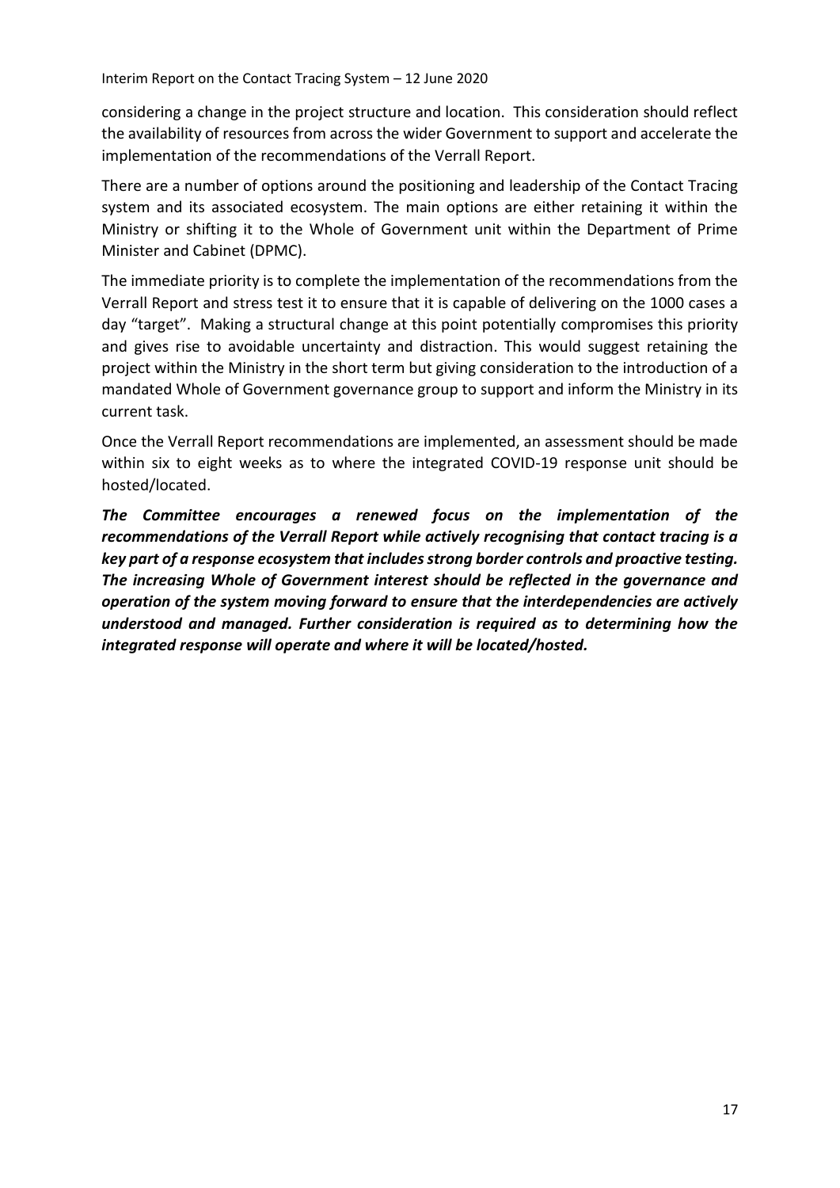considering a change in the project structure and location. This consideration should reflect the availability of resources from across the wider Government to support and accelerate the implementation of the recommendations of the Verrall Report.

There are a number of options around the positioning and leadership of the Contact Tracing system and its associated ecosystem. The main options are either retaining it within the Ministry or shifting it to the Whole of Government unit within the Department of Prime Minister and Cabinet (DPMC).

The immediate priority is to complete the implementation of the recommendations from the Verrall Report and stress test it to ensure that it is capable of delivering on the 1000 cases a day "target". Making a structural change at this point potentially compromises this priority and gives rise to avoidable uncertainty and distraction. This would suggest retaining the project within the Ministry in the short term but giving consideration to the introduction of a mandated Whole of Government governance group to support and inform the Ministry in its current task.

Once the Verrall Report recommendations are implemented, an assessment should be made within six to eight weeks as to where the integrated COVID-19 response unit should be hosted/located.

***The Committee encourages a renewed focus on the implementation of the recommendations of the Verrall Report while actively recognising that contact tracing is a key part of a response ecosystem that includes strong border controls and proactive testing. The increasing Whole of Government interest should be reflected in the governance and operation of the system moving forward to ensure that the interdependencies are actively understood and managed. Further consideration is required as to determining how the integrated response will operate and where it will be located/hosted.***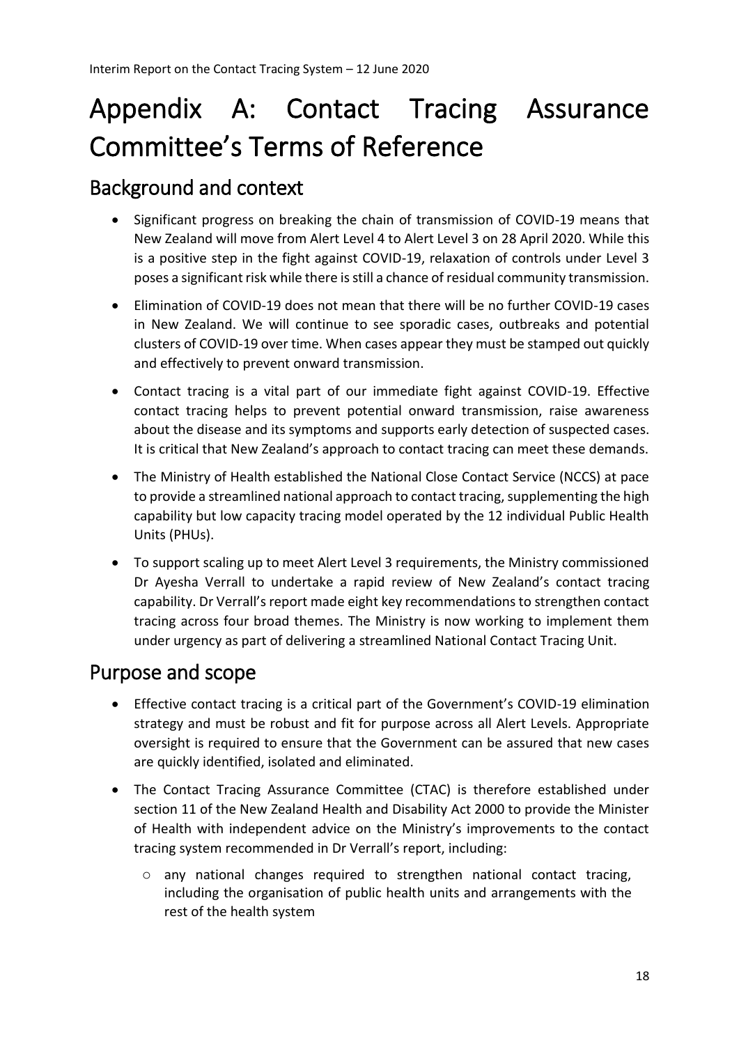# Appendix A: Contact Tracing Assurance Committee's Terms of Reference

## Background and context

- Significant progress on breaking the chain of transmission of COVID-19 means that New Zealand will move from Alert Level 4 to Alert Level 3 on 28 April 2020. While this is a positive step in the fight against COVID-19, relaxation of controls under Level 3 poses a significant risk while there is still a chance of residual community transmission.
- Elimination of COVID-19 does not mean that there will be no further COVID-19 cases in New Zealand. We will continue to see sporadic cases, outbreaks and potential clusters of COVID-19 over time. When cases appear they must be stamped out quickly and effectively to prevent onward transmission.
- Contact tracing is a vital part of our immediate fight against COVID-19. Effective contact tracing helps to prevent potential onward transmission, raise awareness about the disease and its symptoms and supports early detection of suspected cases. It is critical that New Zealand's approach to contact tracing can meet these demands.
- The Ministry of Health established the National Close Contact Service (NCCS) at pace to provide a streamlined national approach to contact tracing, supplementing the high capability but low capacity tracing model operated by the 12 individual Public Health Units (PHUs).
- To support scaling up to meet Alert Level 3 requirements, the Ministry commissioned Dr Ayesha Verrall to undertake a rapid review of New Zealand's contact tracing capability. Dr Verrall's report made eight key recommendations to strengthen contact tracing across four broad themes. The Ministry is now working to implement them under urgency as part of delivering a streamlined National Contact Tracing Unit.

## Purpose and scope

- Effective contact tracing is a critical part of the Government's COVID-19 elimination strategy and must be robust and fit for purpose across all Alert Levels. Appropriate oversight is required to ensure that the Government can be assured that new cases are quickly identified, isolated and eliminated.
- The Contact Tracing Assurance Committee (CTAC) is therefore established under section 11 of the New Zealand Health and Disability Act 2000 to provide the Minister of Health with independent advice on the Ministry's improvements to the contact tracing system recommended in Dr Verrall's report, including:
  - any national changes required to strengthen national contact tracing, including the organisation of public health units and arrangements with the rest of the health system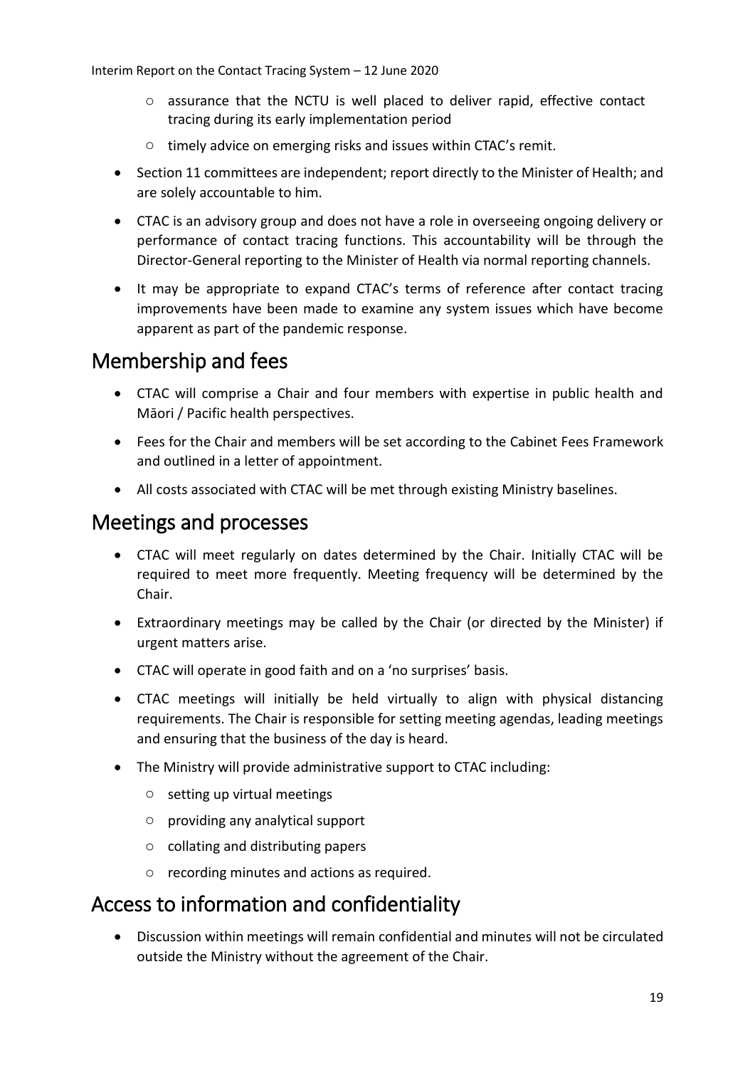- assurance that the NCTU is well placed to deliver rapid, effective contact tracing during its early implementation period
    - timely advice on emerging risks and issues within CTAC's remit.
- Section 11 committees are independent; report directly to the Minister of Health; and are solely accountable to him.
- CTAC is an advisory group and does not have a role in overseeing ongoing delivery or performance of contact tracing functions. This accountability will be through the Director-General reporting to the Minister of Health via normal reporting channels.
- It may be appropriate to expand CTAC's terms of reference after contact tracing improvements have been made to examine any system issues which have become apparent as part of the pandemic response.

## Membership and fees

- CTAC will comprise a Chair and four members with expertise in public health and Māori / Pacific health perspectives.
- Fees for the Chair and members will be set according to the Cabinet Fees Framework and outlined in a letter of appointment.
- All costs associated with CTAC will be met through existing Ministry baselines.

## Meetings and processes

- CTAC will meet regularly on dates determined by the Chair. Initially CTAC will be required to meet more frequently. Meeting frequency will be determined by the Chair.
- Extraordinary meetings may be called by the Chair (or directed by the Minister) if urgent matters arise.
- CTAC will operate in good faith and on a 'no surprises' basis.
- CTAC meetings will initially be held virtually to align with physical distancing requirements. The Chair is responsible for setting meeting agendas, leading meetings and ensuring that the business of the day is heard.
- The Ministry will provide administrative support to CTAC including:
    - setting up virtual meetings
    - providing any analytical support
    - collating and distributing papers
    - recording minutes and actions as required.

## Access to information and confidentiality

- Discussion within meetings will remain confidential and minutes will not be circulated outside the Ministry without the agreement of the Chair.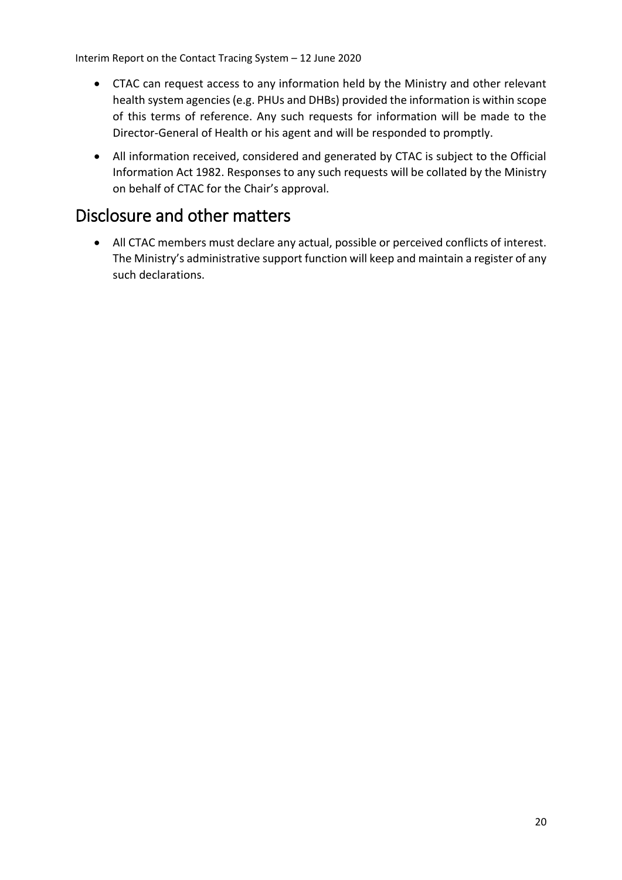- CTAC can request access to any information held by the Ministry and other relevant health system agencies (e.g. PHUs and DHBs) provided the information is within scope of this terms of reference. Any such requests for information will be made to the Director-General of Health or his agent and will be responded to promptly.
- All information received, considered and generated by CTAC is subject to the Official Information Act 1982. Responses to any such requests will be collated by the Ministry on behalf of CTAC for the Chair's approval.

## Disclosure and other matters

- All CTAC members must declare any actual, possible or perceived conflicts of interest. The Ministry's administrative support function will keep and maintain a register of any such declarations.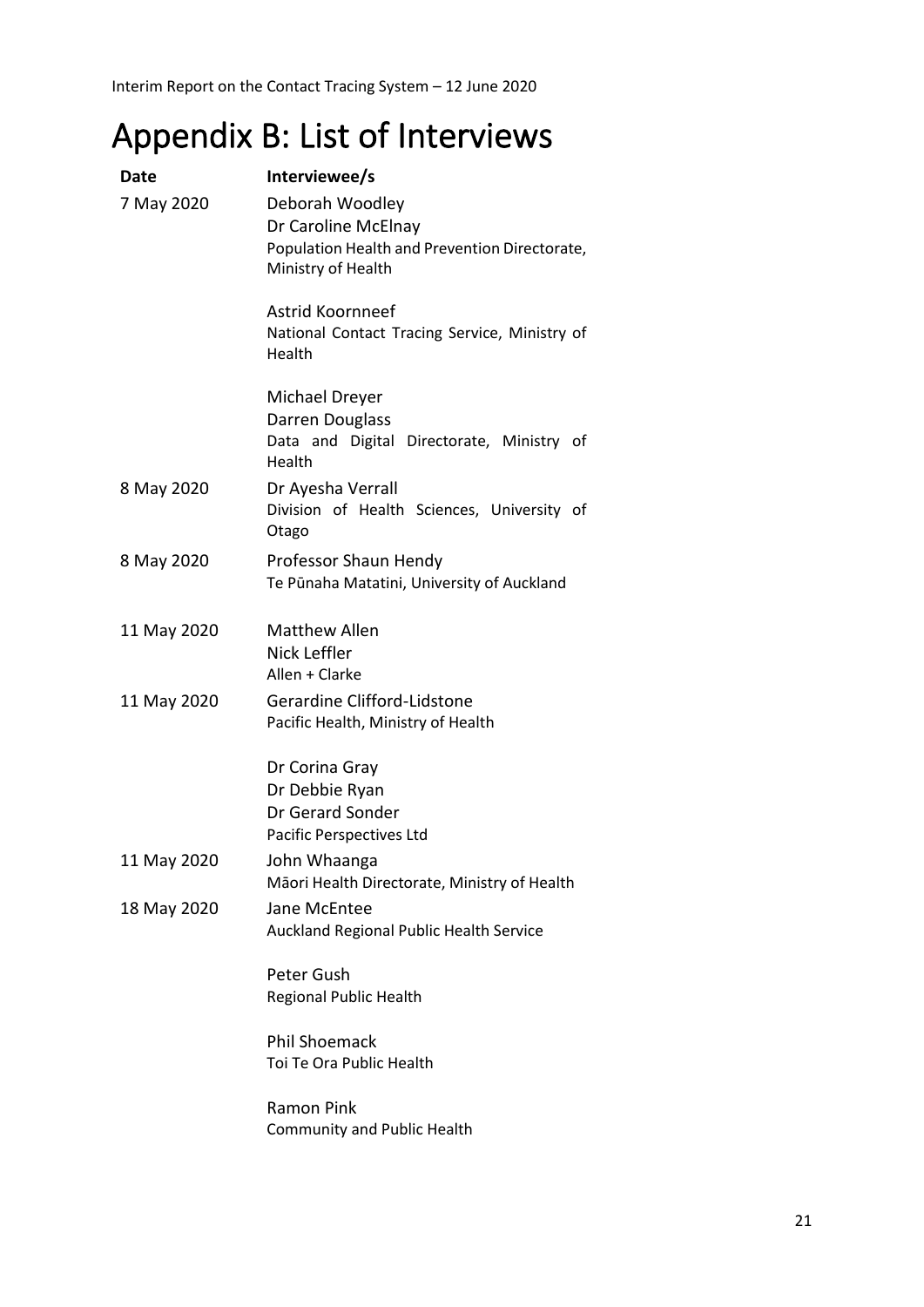# Appendix B: List of Interviews

| Date | Interviewee/s |
| --- | --- |
| 7 May 2020 | Deborah Woodley<br>Dr Caroline McElnay<br>Population Health and Prevention Directorate, Ministry of Health |
| | Astrid Koornneef<br>National Contact Tracing Service, Ministry of Health |
| | Michael Dreyer<br>Darren Douglass<br>Data and Digital Directorate, Ministry of Health |
| 8 May 2020 | Dr Ayesha Verrall<br>Division of Health Sciences, University of Otago |
| 8 May 2020 | Professor Shaun Hendy<br>Te Pūnaha Matatini, University of Auckland |
| 11 May 2020 | Matthew Allen<br>Nick Leffler<br>Allen + Clarke |
| 11 May 2020 | Gerardine Clifford-Lidstone<br>Pacific Health, Ministry of Health |
| | Dr Corina Gray<br>Dr Debbie Ryan<br>Dr Gerard Sonder<br>Pacific Perspectives Ltd |
| 11 May 2020 | John Whaanga<br>Māori Health Directorate, Ministry of Health |
| 18 May 2020 | Jane McEntee<br>Auckland Regional Public Health Service |
| | Peter Gush<br>Regional Public Health |
| | Phil Shoemack<br>Toi Te Ora Public Health |
| | Ramon Pink<br>Community and Public Health |